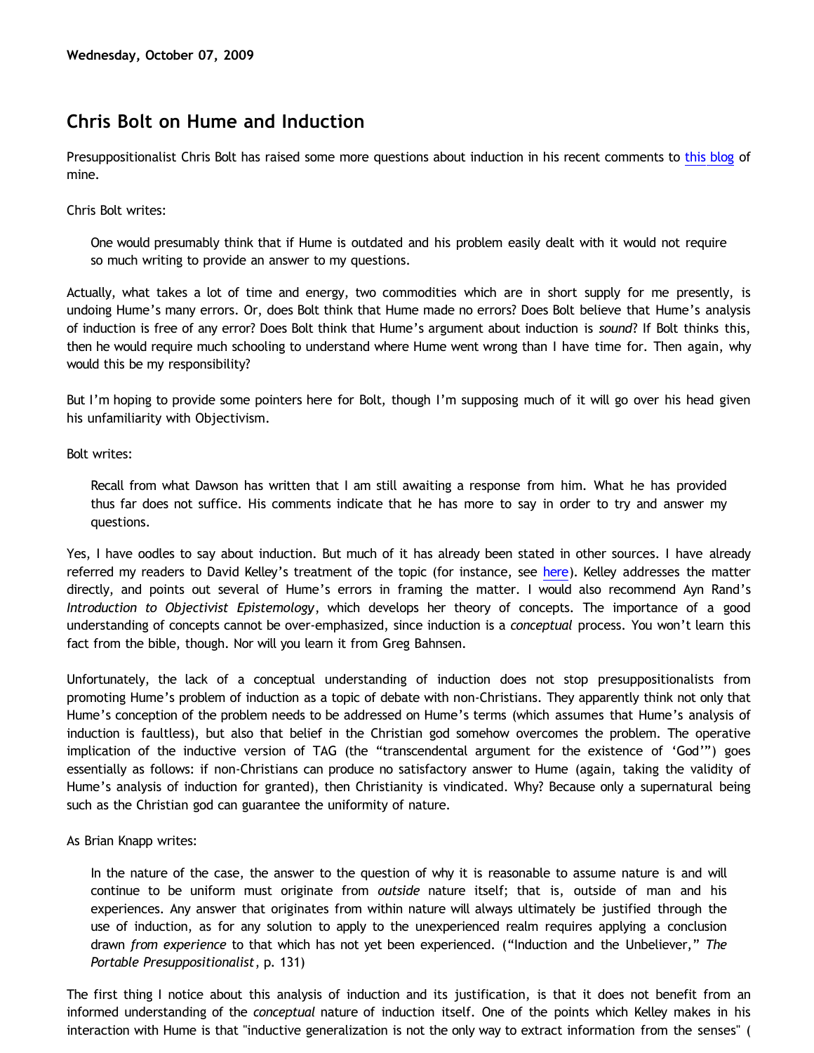**Wednesday, October 07, 2009**

## Chris Bolt on Hume and Induction

Presuppositionalist Chris Bolt has raised some more questions about induction in his recent comments to this blog of mine.

Chris Bolt writes:

> One would presumably think that if Hume is outdated and his problem easily dealt with it would not require so much writing to provide an answer to my questions.

Actually, what takes a lot of time and energy, two commodities which are in short supply for me presently, is undoing Hume's many errors. Or, does Bolt think that Hume made no errors? Does Bolt believe that Hume's analysis of induction is free of any error? Does Bolt think that Hume's argument about induction is *sound*? If Bolt thinks this, then he would require much schooling to understand where Hume went wrong than I have time for. Then again, why would this be my responsibility?

But I'm hoping to provide some pointers here for Bolt, though I'm supposing much of it will go over his head given his unfamiliarity with Objectivism.

Bolt writes:

> Recall from what Dawson has written that I am still awaiting a response from him. What he has provided thus far does not suffice. His comments indicate that he has more to say in order to try and answer my questions.

Yes, I have oodles to say about induction. But much of it has already been stated in other sources. I have already referred my readers to David Kelley's treatment of the topic (for instance, see here). Kelley addresses the matter directly, and points out several of Hume's errors in framing the matter. I would also recommend Ayn Rand's *Introduction to Objectivist Epistemology*, which develops her theory of concepts. The importance of a good understanding of concepts cannot be over-emphasized, since induction is a *conceptual* process. You won't learn this fact from the bible, though. Nor will you learn it from Greg Bahnsen.

Unfortunately, the lack of a conceptual understanding of induction does not stop presuppositionalists from promoting Hume's problem of induction as a topic of debate with non-Christians. They apparently think not only that Hume's conception of the problem needs to be addressed on Hume's terms (which assumes that Hume's analysis of induction is faultless), but also that belief in the Christian god somehow overcomes the problem. The operative implication of the inductive version of TAG (the "transcendental argument for the existence of 'God'") goes essentially as follows: if non-Christians can produce no satisfactory answer to Hume (again, taking the validity of Hume's analysis of induction for granted), then Christianity is vindicated. Why? Because only a supernatural being such as the Christian god can guarantee the uniformity of nature.

As Brian Knapp writes:

> In the nature of the case, the answer to the question of why it is reasonable to assume nature is and will continue to be uniform must originate from *outside* nature itself; that is, outside of man and his experiences. Any answer that originates from within nature will always ultimately be justified through the use of induction, as for any solution to apply to the unexperienced realm requires applying a conclusion drawn *from experience* to that which has not yet been experienced. ("Induction and the Unbeliever," *The Portable Presuppositionalist*, p. 131)

The first thing I notice about this analysis of induction and its justification, is that it does not benefit from an informed understanding of the *conceptual* nature of induction itself. One of the points which Kelley makes in his interaction with Hume is that "inductive generalization is not the only way to extract information from the senses" (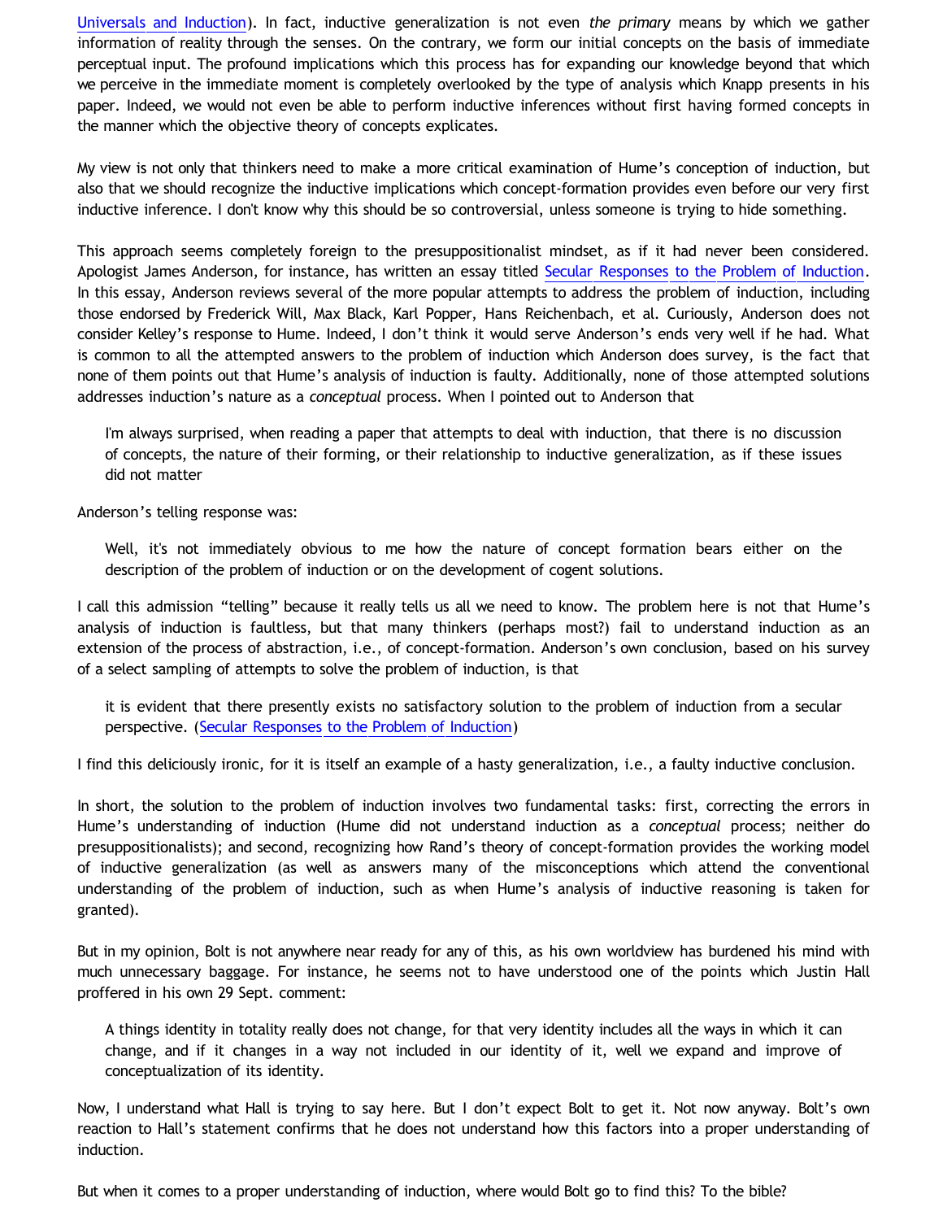Universals and Induction). In fact, inductive generalization is not even *the primary* means by which we gather information of reality through the senses. On the contrary, we form our initial concepts on the basis of immediate perceptual input. The profound implications which this process has for expanding our knowledge beyond that which we perceive in the immediate moment is completely overlooked by the type of analysis which Knapp presents in his paper. Indeed, we would not even be able to perform inductive inferences without first having formed concepts in the manner which the objective theory of concepts explicates.

My view is not only that thinkers need to make a more critical examination of Hume's conception of induction, but also that we should recognize the inductive implications which concept-formation provides even before our very first inductive inference. I don't know why this should be so controversial, unless someone is trying to hide something.

This approach seems completely foreign to the presuppositionalist mindset, as if it had never been considered. Apologist James Anderson, for instance, has written an essay titled Secular Responses to the Problem of Induction. In this essay, Anderson reviews several of the more popular attempts to address the problem of induction, including those endorsed by Frederick Will, Max Black, Karl Popper, Hans Reichenbach, et al. Curiously, Anderson does not consider Kelley's response to Hume. Indeed, I don't think it would serve Anderson's ends very well if he had. What is common to all the attempted answers to the problem of induction which Anderson does survey, is the fact that none of them points out that Hume's analysis of induction is faulty. Additionally, none of those attempted solutions addresses induction's nature as a *conceptual* process. When I pointed out to Anderson that

> I'm always surprised, when reading a paper that attempts to deal with induction, that there is no discussion of concepts, the nature of their forming, or their relationship to inductive generalization, as if these issues did not matter

Anderson's telling response was:

> Well, it's not immediately obvious to me how the nature of concept formation bears either on the description of the problem of induction or on the development of cogent solutions.

I call this admission "telling" because it really tells us all we need to know. The problem here is not that Hume's analysis of induction is faultless, but that many thinkers (perhaps most?) fail to understand induction as an extension of the process of abstraction, i.e., of concept-formation. Anderson's own conclusion, based on his survey of a select sampling of attempts to solve the problem of induction, is that

> it is evident that there presently exists no satisfactory solution to the problem of induction from a secular perspective. (Secular Responses to the Problem of Induction)

I find this deliciously ironic, for it is itself an example of a hasty generalization, i.e., a faulty inductive conclusion.

In short, the solution to the problem of induction involves two fundamental tasks: first, correcting the errors in Hume's understanding of induction (Hume did not understand induction as a *conceptual* process; neither do presuppositionalists); and second, recognizing how Rand's theory of concept-formation provides the working model of inductive generalization (as well as answers many of the misconceptions which attend the conventional understanding of the problem of induction, such as when Hume's analysis of inductive reasoning is taken for granted).

But in my opinion, Bolt is not anywhere near ready for any of this, as his own worldview has burdened his mind with much unnecessary baggage. For instance, he seems not to have understood one of the points which Justin Hall proffered in his own 29 Sept. comment:

> A things identity in totality really does not change, for that very identity includes all the ways in which it can change, and if it changes in a way not included in our identity of it, well we expand and improve of conceptualization of its identity.

Now, I understand what Hall is trying to say here. But I don't expect Bolt to get it. Not now anyway. Bolt's own reaction to Hall's statement confirms that he does not understand how this factors into a proper understanding of induction.

But when it comes to a proper understanding of induction, where would Bolt go to find this? To the bible?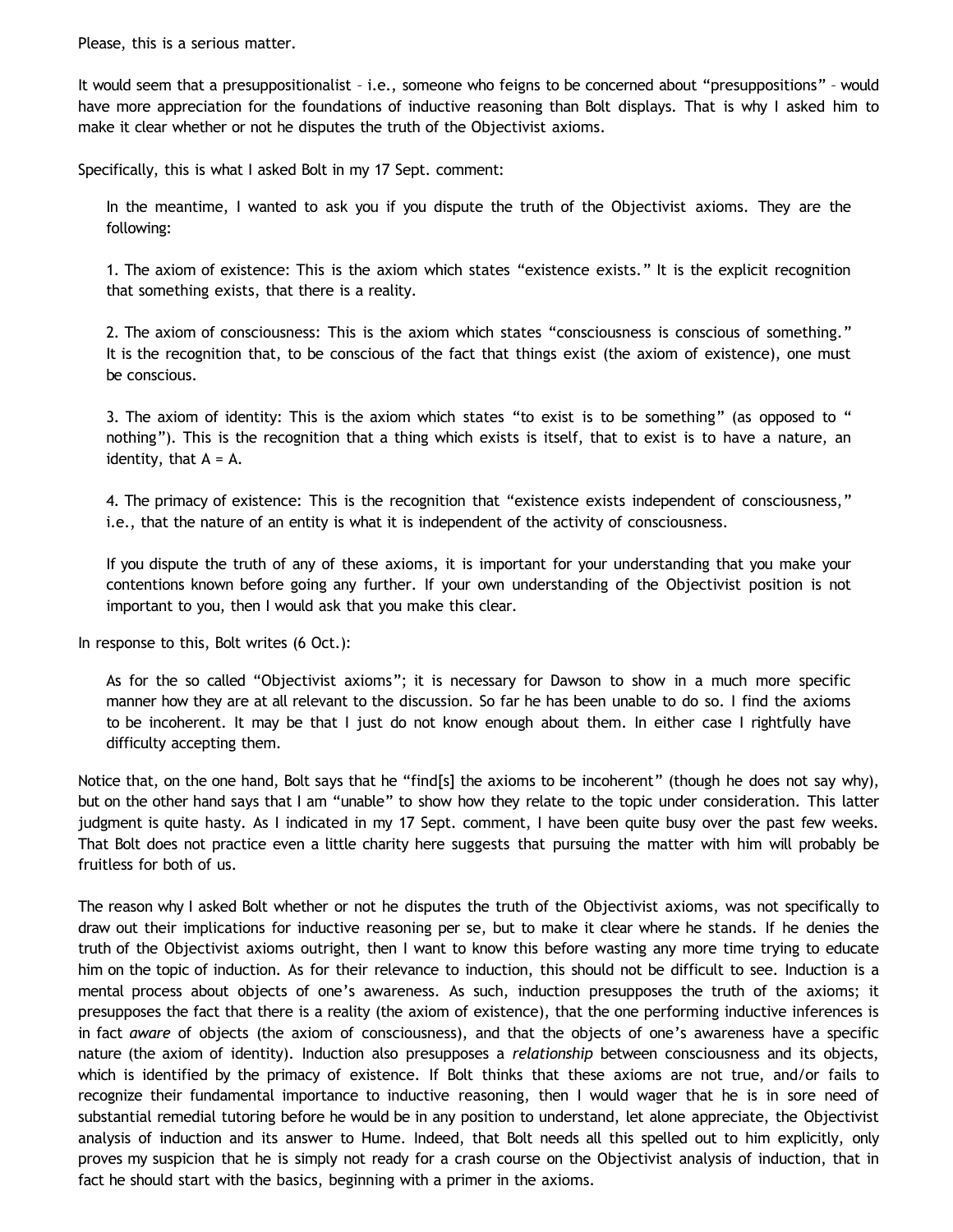Please, this is a serious matter.

It would seem that a presuppositionalist – i.e., someone who feigns to be concerned about "presuppositions" – would have more appreciation for the foundations of inductive reasoning than Bolt displays. That is why I asked him to make it clear whether or not he disputes the truth of the Objectivist axioms.

Specifically, this is what I asked Bolt in my 17 Sept. comment:

> In the meantime, I wanted to ask you if you dispute the truth of the Objectivist axioms. They are the following:
>
> 1. The axiom of existence: This is the axiom which states "existence exists." It is the explicit recognition that something exists, that there is a reality.
>
> 2. The axiom of consciousness: This is the axiom which states "consciousness is conscious of something." It is the recognition that, to be conscious of the fact that things exist (the axiom of existence), one must be conscious.
>
> 3. The axiom of identity: This is the axiom which states "to exist is to be something" (as opposed to " nothing"). This is the recognition that a thing which exists is itself, that to exist is to have a nature, an identity, that A = A.
>
> 4. The primacy of existence: This is the recognition that "existence exists independent of consciousness," i.e., that the nature of an entity is what it is independent of the activity of consciousness.
>
> If you dispute the truth of any of these axioms, it is important for your understanding that you make your contentions known before going any further. If your own understanding of the Objectivist position is not important to you, then I would ask that you make this clear.

In response to this, Bolt writes (6 Oct.):

> As for the so called "Objectivist axioms"; it is necessary for Dawson to show in a much more specific manner how they are at all relevant to the discussion. So far he has been unable to do so. I find the axioms to be incoherent. It may be that I just do not know enough about them. In either case I rightfully have difficulty accepting them.

Notice that, on the one hand, Bolt says that he "find[s] the axioms to be incoherent" (though he does not say why), but on the other hand says that I am "unable" to show how they relate to the topic under consideration. This latter judgment is quite hasty. As I indicated in my 17 Sept. comment, I have been quite busy over the past few weeks. That Bolt does not practice even a little charity here suggests that pursuing the matter with him will probably be fruitless for both of us.

The reason why I asked Bolt whether or not he disputes the truth of the Objectivist axioms, was not specifically to draw out their implications for inductive reasoning per se, but to make it clear where he stands. If he denies the truth of the Objectivist axioms outright, then I want to know this before wasting any more time trying to educate him on the topic of induction. As for their relevance to induction, this should not be difficult to see. Induction is a mental process about objects of one's awareness. As such, induction presupposes the truth of the axioms; it presupposes the fact that there is a reality (the axiom of existence), that the one performing inductive inferences is in fact *aware* of objects (the axiom of consciousness), and that the objects of one's awareness have a specific nature (the axiom of identity). Induction also presupposes a *relationship* between consciousness and its objects, which is identified by the primacy of existence. If Bolt thinks that these axioms are not true, and/or fails to recognize their fundamental importance to inductive reasoning, then I would wager that he is in sore need of substantial remedial tutoring before he would be in any position to understand, let alone appreciate, the Objectivist analysis of induction and its answer to Hume. Indeed, that Bolt needs all this spelled out to him explicitly, only proves my suspicion that he is simply not ready for a crash course on the Objectivist analysis of induction, that in fact he should start with the basics, beginning with a primer in the axioms.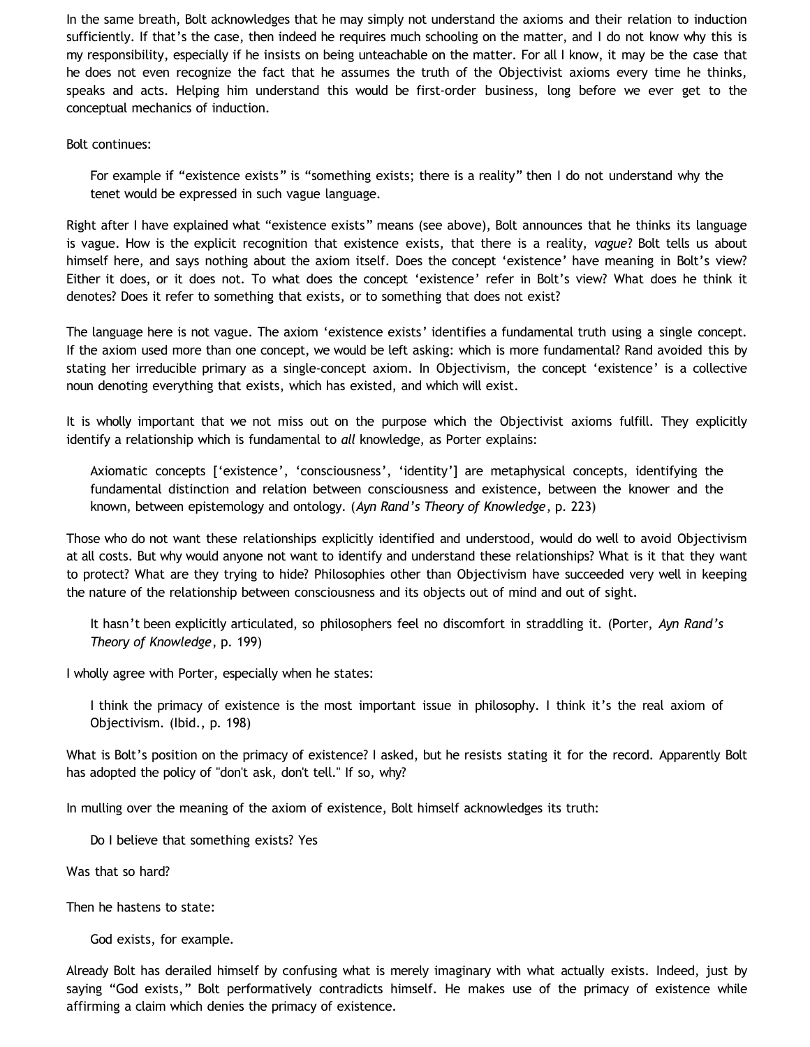In the same breath, Bolt acknowledges that he may simply not understand the axioms and their relation to induction sufficiently. If that's the case, then indeed he requires much schooling on the matter, and I do not know why this is my responsibility, especially if he insists on being unteachable on the matter. For all I know, it may be the case that he does not even recognize the fact that he assumes the truth of the Objectivist axioms every time he thinks, speaks and acts. Helping him understand this would be first-order business, long before we ever get to the conceptual mechanics of induction.

Bolt continues:

> For example if "existence exists" is "something exists; there is a reality" then I do not understand why the tenet would be expressed in such vague language.

Right after I have explained what "existence exists" means (see above), Bolt announces that he thinks its language is vague. How is the explicit recognition that existence exists, that there is a reality, *vague*? Bolt tells us about himself here, and says nothing about the axiom itself. Does the concept 'existence' have meaning in Bolt's view? Either it does, or it does not. To what does the concept 'existence' refer in Bolt's view? What does he think it denotes? Does it refer to something that exists, or to something that does not exist?

The language here is not vague. The axiom 'existence exists' identifies a fundamental truth using a single concept. If the axiom used more than one concept, we would be left asking: which is more fundamental? Rand avoided this by stating her irreducible primary as a single-concept axiom. In Objectivism, the concept 'existence' is a collective noun denoting everything that exists, which has existed, and which will exist.

It is wholly important that we not miss out on the purpose which the Objectivist axioms fulfill. They explicitly identify a relationship which is fundamental to *all* knowledge, as Porter explains:

> Axiomatic concepts ['existence', 'consciousness', 'identity'] are metaphysical concepts, identifying the fundamental distinction and relation between consciousness and existence, between the knower and the known, between epistemology and ontology. (*Ayn Rand's Theory of Knowledge*, p. 223)

Those who do not want these relationships explicitly identified and understood, would do well to avoid Objectivism at all costs. But why would anyone not want to identify and understand these relationships? What is it that they want to protect? What are they trying to hide? Philosophies other than Objectivism have succeeded very well in keeping the nature of the relationship between consciousness and its objects out of mind and out of sight.

> It hasn't been explicitly articulated, so philosophers feel no discomfort in straddling it. (Porter, *Ayn Rand's Theory of Knowledge*, p. 199)

I wholly agree with Porter, especially when he states:

> I think the primacy of existence is the most important issue in philosophy. I think it's the real axiom of Objectivism. (Ibid., p. 198)

What is Bolt's position on the primacy of existence? I asked, but he resists stating it for the record. Apparently Bolt has adopted the policy of "don't ask, don't tell." If so, why?

In mulling over the meaning of the axiom of existence, Bolt himself acknowledges its truth:

> Do I believe that something exists? Yes

Was that so hard?

Then he hastens to state:

> God exists, for example.

Already Bolt has derailed himself by confusing what is merely imaginary with what actually exists. Indeed, just by saying "God exists," Bolt performatively contradicts himself. He makes use of the primacy of existence while affirming a claim which denies the primacy of existence.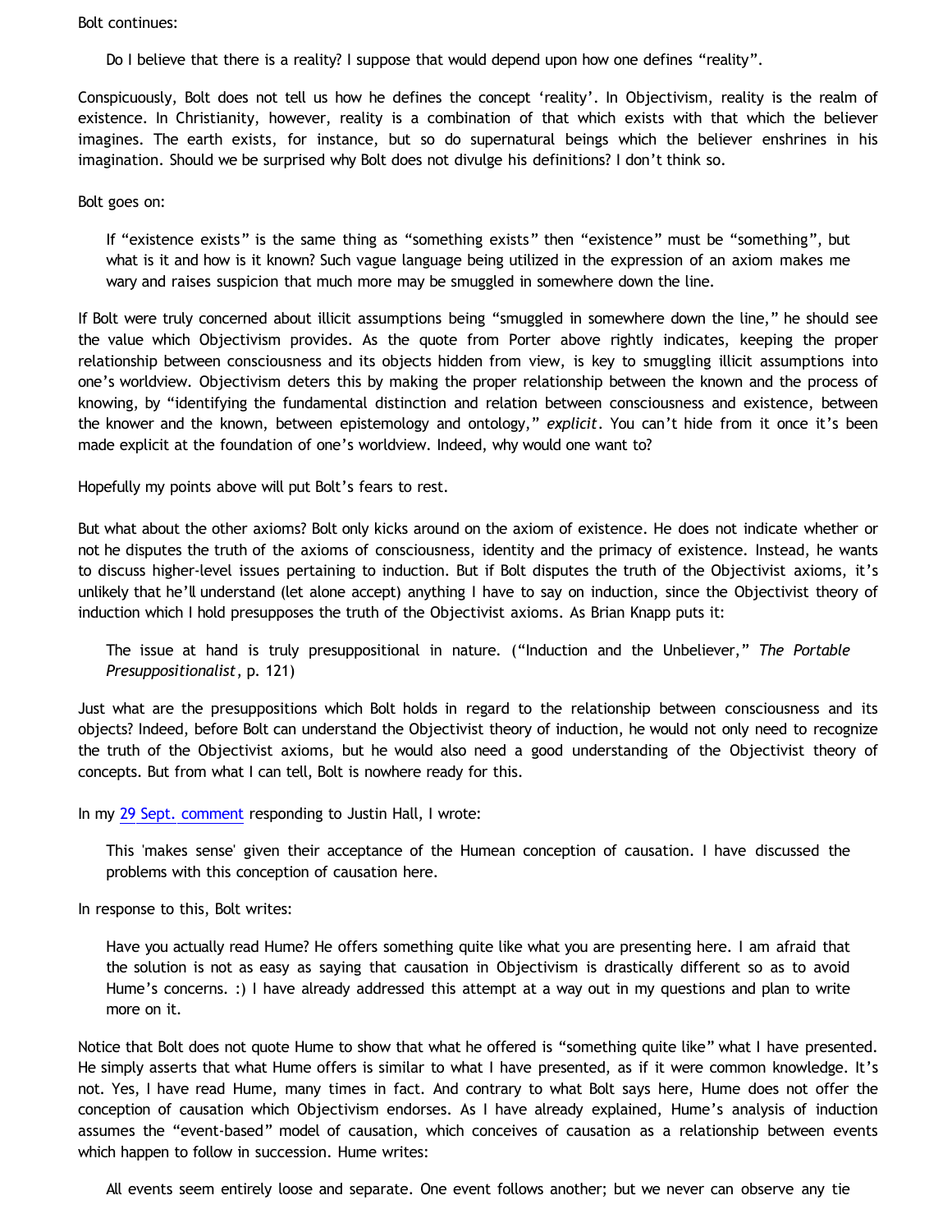Bolt continues:

> Do I believe that there is a reality? I suppose that would depend upon how one defines "reality".

Conspicuously, Bolt does not tell us how he defines the concept 'reality'. In Objectivism, reality is the realm of existence. In Christianity, however, reality is a combination of that which exists with that which the believer imagines. The earth exists, for instance, but so do supernatural beings which the believer enshrines in his imagination. Should we be surprised why Bolt does not divulge his definitions? I don't think so.

Bolt goes on:

> If "existence exists" is the same thing as "something exists" then "existence" must be "something", but what is it and how is it known? Such vague language being utilized in the expression of an axiom makes me wary and raises suspicion that much more may be smuggled in somewhere down the line.

If Bolt were truly concerned about illicit assumptions being "smuggled in somewhere down the line," he should see the value which Objectivism provides. As the quote from Porter above rightly indicates, keeping the proper relationship between consciousness and its objects hidden from view, is key to smuggling illicit assumptions into one's worldview. Objectivism deters this by making the proper relationship between the known and the process of knowing, by "identifying the fundamental distinction and relation between consciousness and existence, between the knower and the known, between epistemology and ontology," *explicit*. You can't hide from it once it's been made explicit at the foundation of one's worldview. Indeed, why would one want to?

Hopefully my points above will put Bolt's fears to rest.

But what about the other axioms? Bolt only kicks around on the axiom of existence. He does not indicate whether or not he disputes the truth of the axioms of consciousness, identity and the primacy of existence. Instead, he wants to discuss higher-level issues pertaining to induction. But if Bolt disputes the truth of the Objectivist axioms, it's unlikely that he'll understand (let alone accept) anything I have to say on induction, since the Objectivist theory of induction which I hold presupposes the truth of the Objectivist axioms. As Brian Knapp puts it:

> The issue at hand is truly presuppositional in nature. ("Induction and the Unbeliever," *The Portable Presuppositionalist*, p. 121)

Just what are the presuppositions which Bolt holds in regard to the relationship between consciousness and its objects? Indeed, before Bolt can understand the Objectivist theory of induction, he would not only need to recognize the truth of the Objectivist axioms, but he would also need a good understanding of the Objectivist theory of concepts. But from what I can tell, Bolt is nowhere ready for this.

In my 29 Sept. comment responding to Justin Hall, I wrote:

> This 'makes sense' given their acceptance of the Humean conception of causation. I have discussed the problems with this conception of causation here.

In response to this, Bolt writes:

> Have you actually read Hume? He offers something quite like what you are presenting here. I am afraid that the solution is not as easy as saying that causation in Objectivism is drastically different so as to avoid Hume's concerns. :) I have already addressed this attempt at a way out in my questions and plan to write more on it.

Notice that Bolt does not quote Hume to show that what he offered is "something quite like" what I have presented. He simply asserts that what Hume offers is similar to what I have presented, as if it were common knowledge. It's not. Yes, I have read Hume, many times in fact. And contrary to what Bolt says here, Hume does not offer the conception of causation which Objectivism endorses. As I have already explained, Hume's analysis of induction assumes the "event-based" model of causation, which conceives of causation as a relationship between events which happen to follow in succession. Hume writes:

> All events seem entirely loose and separate. One event follows another; but we never can observe any tie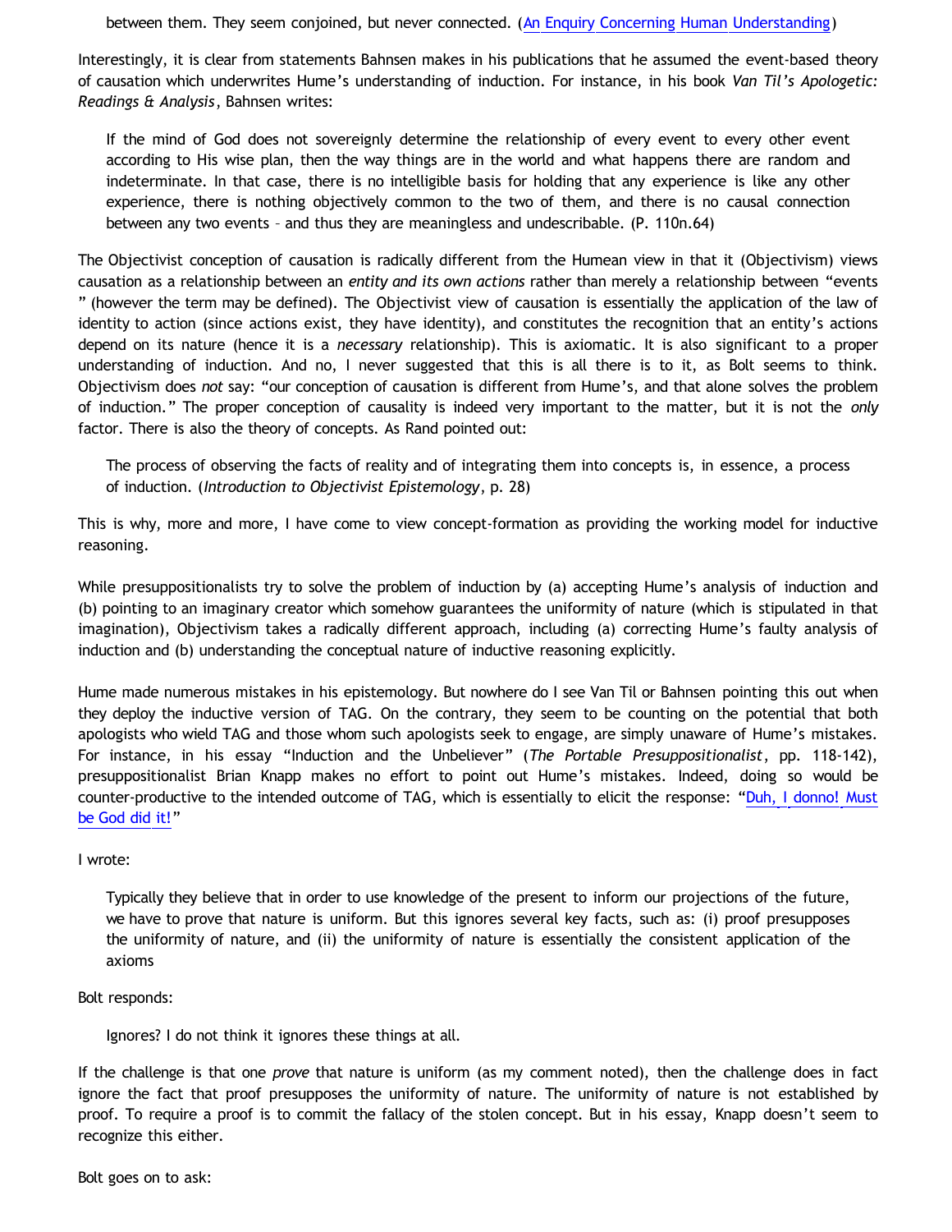> between them. They seem conjoined, but never connected. ([An Enquiry Concerning Human Understanding](#))

Interestingly, it is clear from statements Bahnsen makes in his publications that he assumed the event-based theory of causation which underwrites Hume's understanding of induction. For instance, in his book *Van Til's Apologetic: Readings & Analysis*, Bahnsen writes:

> If the mind of God does not sovereignly determine the relationship of every event to every other event according to His wise plan, then the way things are in the world and what happens there are random and indeterminate. In that case, there is no intelligible basis for holding that any experience is like any other experience, there is nothing objectively common to the two of them, and there is no causal connection between any two events – and thus they are meaningless and undescribable. (P. 110n.64)

The Objectivist conception of causation is radically different from the Humean view in that it (Objectivism) views causation as a relationship between an *entity and its own actions* rather than merely a relationship between "events" (however the term may be defined). The Objectivist view of causation is essentially the application of the law of identity to action (since actions exist, they have identity), and constitutes the recognition that an entity's actions depend on its nature (hence it is a *necessary* relationship). This is axiomatic. It is also significant to a proper understanding of induction. And no, I never suggested that this is all there is to it, as Bolt seems to think. Objectivism does *not* say: "our conception of causation is different from Hume's, and that alone solves the problem of induction." The proper conception of causality is indeed very important to the matter, but it is not the *only* factor. There is also the theory of concepts. As Rand pointed out:

> The process of observing the facts of reality and of integrating them into concepts is, in essence, a process of induction. (*Introduction to Objectivist Epistemology*, p. 28)

This is why, more and more, I have come to view concept-formation as providing the working model for inductive reasoning.

While presuppositionalists try to solve the problem of induction by (a) accepting Hume's analysis of induction and (b) pointing to an imaginary creator which somehow guarantees the uniformity of nature (which is stipulated in that imagination), Objectivism takes a radically different approach, including (a) correcting Hume's faulty analysis of induction and (b) understanding the conceptual nature of inductive reasoning explicitly.

Hume made numerous mistakes in his epistemology. But nowhere do I see Van Til or Bahnsen pointing this out when they deploy the inductive version of TAG. On the contrary, they seem to be counting on the potential that both apologists who wield TAG and those whom such apologists seek to engage, are simply unaware of Hume's mistakes. For instance, in his essay "Induction and the Unbeliever" (*The Portable Presuppositionalist*, pp. 118-142), presuppositionalist Brian Knapp makes no effort to point out Hume's mistakes. Indeed, doing so would be counter-productive to the intended outcome of TAG, which is essentially to elicit the response: "[Duh, I donno! Must be God did it!](#)"

I wrote:

> Typically they believe that in order to use knowledge of the present to inform our projections of the future, we have to prove that nature is uniform. But this ignores several key facts, such as: (i) proof presupposes the uniformity of nature, and (ii) the uniformity of nature is essentially the consistent application of the axioms

Bolt responds:

> Ignores? I do not think it ignores these things at all.

If the challenge is that one *prove* that nature is uniform (as my comment noted), then the challenge does in fact ignore the fact that proof presupposes the uniformity of nature. The uniformity of nature is not established by proof. To require a proof is to commit the fallacy of the stolen concept. But in his essay, Knapp doesn't seem to recognize this either.

Bolt goes on to ask: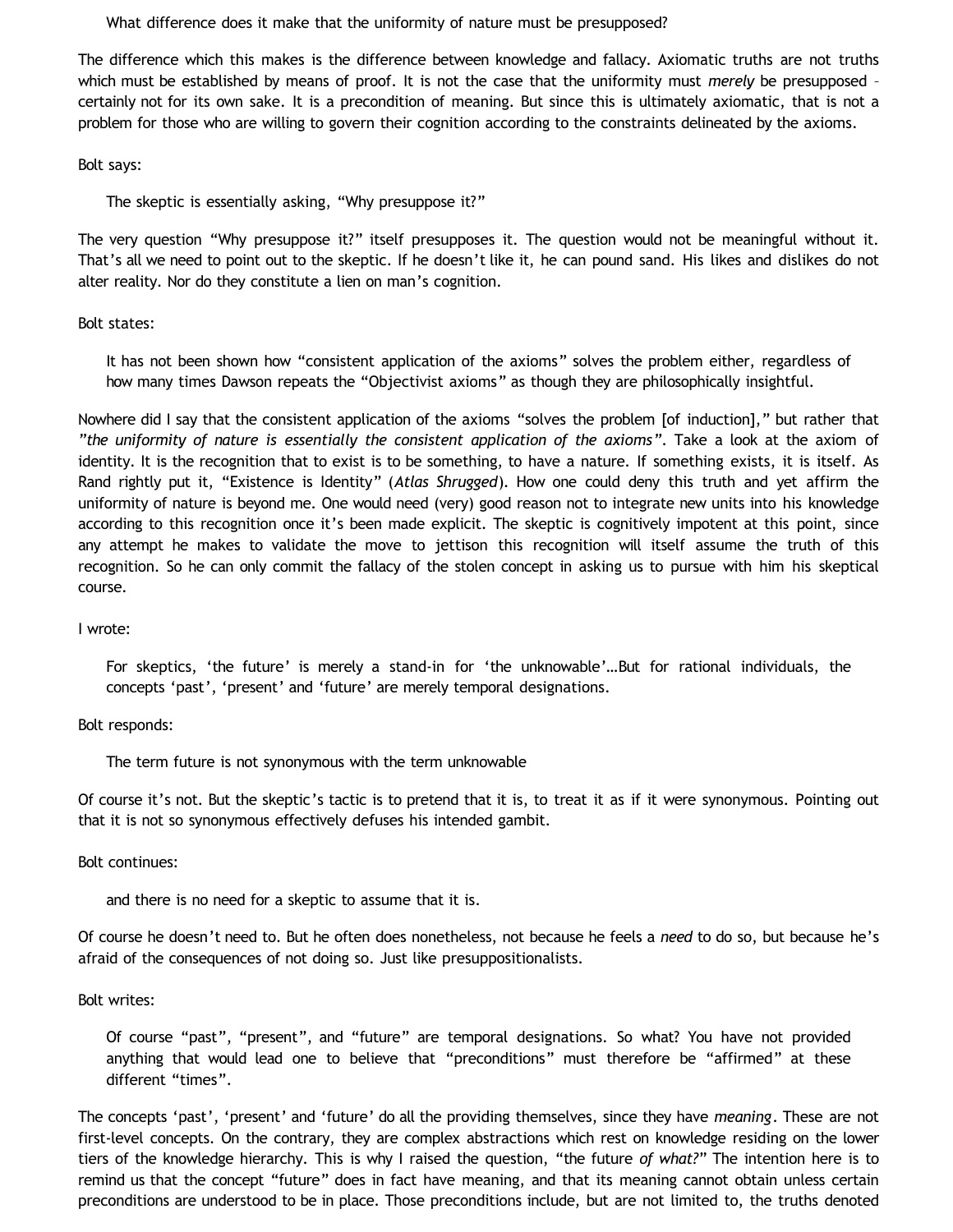> What difference does it make that the uniformity of nature must be presupposed?

The difference which this makes is the difference between knowledge and fallacy. Axiomatic truths are not truths which must be established by means of proof. It is not the case that the uniformity must *merely* be presupposed – certainly not for its own sake. It is a precondition of meaning. But since this is ultimately axiomatic, that is not a problem for those who are willing to govern their cognition according to the constraints delineated by the axioms.

Bolt says:

> The skeptic is essentially asking, "Why presuppose it?"

The very question "Why presuppose it?" itself presupposes it. The question would not be meaningful without it. That's all we need to point out to the skeptic. If he doesn't like it, he can pound sand. His likes and dislikes do not alter reality. Nor do they constitute a lien on man's cognition.

Bolt states:

> It has not been shown how "consistent application of the axioms" solves the problem either, regardless of how many times Dawson repeats the "Objectivist axioms" as though they are philosophically insightful.

Nowhere did I say that the consistent application of the axioms "solves the problem [of induction]," but rather that *"the uniformity of nature is essentially the consistent application of the axioms"*. Take a look at the axiom of identity. It is the recognition that to exist is to be something, to have a nature. If something exists, it is itself. As Rand rightly put it, "Existence is Identity" (*Atlas Shrugged*). How one could deny this truth and yet affirm the uniformity of nature is beyond me. One would need (very) good reason not to integrate new units into his knowledge according to this recognition once it's been made explicit. The skeptic is cognitively impotent at this point, since any attempt he makes to validate the move to jettison this recognition will itself assume the truth of this recognition. So he can only commit the fallacy of the stolen concept in asking us to pursue with him his skeptical course.

I wrote:

> For skeptics, 'the future' is merely a stand-in for 'the unknowable'…But for rational individuals, the concepts 'past', 'present' and 'future' are merely temporal designations.

Bolt responds:

> The term future is not synonymous with the term unknowable

Of course it's not. But the skeptic's tactic is to pretend that it is, to treat it as if it were synonymous. Pointing out that it is not so synonymous effectively defuses his intended gambit.

Bolt continues:

> and there is no need for a skeptic to assume that it is.

Of course he doesn't need to. But he often does nonetheless, not because he feels a *need* to do so, but because he's afraid of the consequences of not doing so. Just like presuppositionalists.

Bolt writes:

> Of course "past", "present", and "future" are temporal designations. So what? You have not provided anything that would lead one to believe that "preconditions" must therefore be "affirmed" at these different "times".

The concepts 'past', 'present' and 'future' do all the providing themselves, since they have *meaning*. These are not first-level concepts. On the contrary, they are complex abstractions which rest on knowledge residing on the lower tiers of the knowledge hierarchy. This is why I raised the question, "the future *of what?*" The intention here is to remind us that the concept "future" does in fact have meaning, and that its meaning cannot obtain unless certain preconditions are understood to be in place. Those preconditions include, but are not limited to, the truths denoted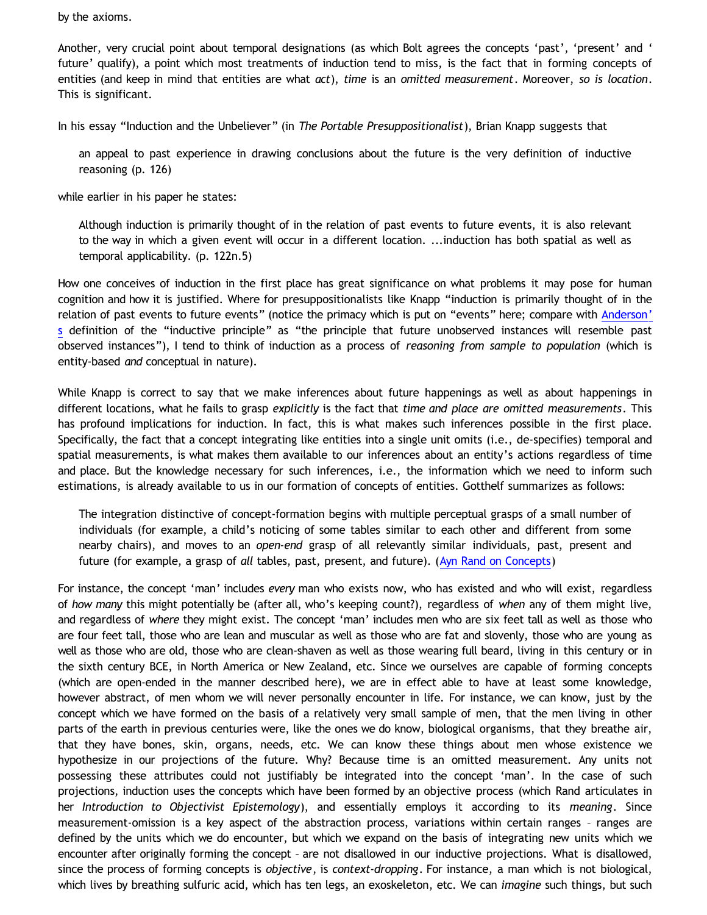by the axioms.

Another, very crucial point about temporal designations (as which Bolt agrees the concepts 'past', 'present' and ' future' qualify), a point which most treatments of induction tend to miss, is the fact that in forming concepts of entities (and keep in mind that entities are what *act*), *time* is an *omitted measurement*. Moreover, *so is location*. This is significant.

In his essay "Induction and the Unbeliever" (in *The Portable Presuppositionalist*), Brian Knapp suggests that

> an appeal to past experience in drawing conclusions about the future is the very definition of inductive reasoning (p. 126)

while earlier in his paper he states:

> Although induction is primarily thought of in the relation of past events to future events, it is also relevant to the way in which a given event will occur in a different location. ...induction has both spatial as well as temporal applicability. (p. 122n.5)

How one conceives of induction in the first place has great significance on what problems it may pose for human cognition and how it is justified. Where for presuppositionalists like Knapp "induction is primarily thought of in the relation of past events to future events" (notice the primacy which is put on "events" here; compare with Anderson's definition of the "inductive principle" as "the principle that future unobserved instances will resemble past observed instances"), I tend to think of induction as a process of *reasoning from sample to population* (which is entity-based *and* conceptual in nature).

While Knapp is correct to say that we make inferences about future happenings as well as about happenings in different locations, what he fails to grasp *explicitly* is the fact that *time and place are omitted measurements*. This has profound implications for induction. In fact, this is what makes such inferences possible in the first place. Specifically, the fact that a concept integrating like entities into a single unit omits (i.e., de-specifies) temporal and spatial measurements, is what makes them available to our inferences about an entity's actions regardless of time and place. But the knowledge necessary for such inferences, i.e., the information which we need to inform such estimations, is already available to us in our formation of concepts of entities. Gotthelf summarizes as follows:

> The integration distinctive of concept-formation begins with multiple perceptual grasps of a small number of individuals (for example, a child's noticing of some tables similar to each other and different from some nearby chairs), and moves to an *open-end* grasp of all relevantly similar individuals, past, present and future (for example, a grasp of *all* tables, past, present, and future). (Ayn Rand on Concepts)

For instance, the concept 'man' includes *every* man who exists now, who has existed and who will exist, regardless of *how many* this might potentially be (after all, who's keeping count?), regardless of *when* any of them might live, and regardless of *where* they might exist. The concept 'man' includes men who are six feet tall as well as those who are four feet tall, those who are lean and muscular as well as those who are fat and slovenly, those who are young as well as those who are old, those who are clean-shaven as well as those wearing full beard, living in this century or in the sixth century BCE, in North America or New Zealand, etc. Since we ourselves are capable of forming concepts (which are open-ended in the manner described here), we are in effect able to have at least some knowledge, however abstract, of men whom we will never personally encounter in life. For instance, we can know, just by the concept which we have formed on the basis of a relatively very small sample of men, that the men living in other parts of the earth in previous centuries were, like the ones we do know, biological organisms, that they breathe air, that they have bones, skin, organs, needs, etc. We can know these things about men whose existence we hypothesize in our projections of the future. Why? Because time is an omitted measurement. Any units not possessing these attributes could not justifiably be integrated into the concept 'man'. In the case of such projections, induction uses the concepts which have been formed by an objective process (which Rand articulates in her *Introduction to Objectivist Epistemology*), and essentially employs it according to its *meaning*. Since measurement-omission is a key aspect of the abstraction process, variations within certain ranges – ranges are defined by the units which we do encounter, but which we expand on the basis of integrating new units which we encounter after originally forming the concept – are not disallowed in our inductive projections. What is disallowed, since the process of forming concepts is *objective*, is *context-dropping*. For instance, a man which is not biological, which lives by breathing sulfuric acid, which has ten legs, an exoskeleton, etc. We can *imagine* such things, but such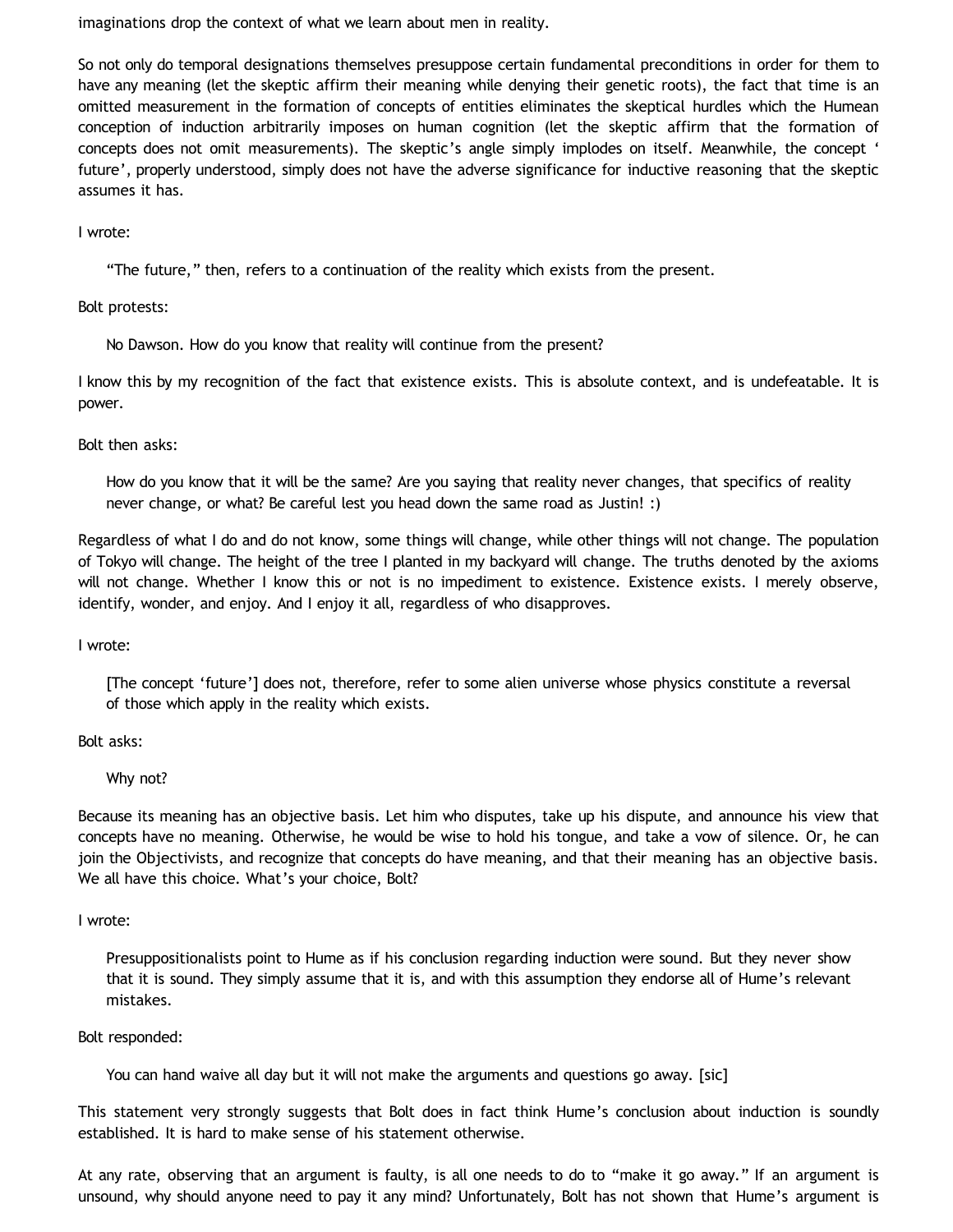imaginations drop the context of what we learn about men in reality.

So not only do temporal designations themselves presuppose certain fundamental preconditions in order for them to have any meaning (let the skeptic affirm their meaning while denying their genetic roots), the fact that time is an omitted measurement in the formation of concepts of entities eliminates the skeptical hurdles which the Humean conception of induction arbitrarily imposes on human cognition (let the skeptic affirm that the formation of concepts does not omit measurements). The skeptic's angle simply implodes on itself. Meanwhile, the concept ' future', properly understood, simply does not have the adverse significance for inductive reasoning that the skeptic assumes it has.

I wrote:

> "The future," then, refers to a continuation of the reality which exists from the present.

Bolt protests:

> No Dawson. How do you know that reality will continue from the present?

I know this by my recognition of the fact that existence exists. This is absolute context, and is undefeatable. It is power.

Bolt then asks:

> How do you know that it will be the same? Are you saying that reality never changes, that specifics of reality never change, or what? Be careful lest you head down the same road as Justin! :)

Regardless of what I do and do not know, some things will change, while other things will not change. The population of Tokyo will change. The height of the tree I planted in my backyard will change. The truths denoted by the axioms will not change. Whether I know this or not is no impediment to existence. Existence exists. I merely observe, identify, wonder, and enjoy. And I enjoy it all, regardless of who disapproves.

I wrote:

> [The concept 'future'] does not, therefore, refer to some alien universe whose physics constitute a reversal of those which apply in the reality which exists.

Bolt asks:

> Why not?

Because its meaning has an objective basis. Let him who disputes, take up his dispute, and announce his view that concepts have no meaning. Otherwise, he would be wise to hold his tongue, and take a vow of silence. Or, he can join the Objectivists, and recognize that concepts do have meaning, and that their meaning has an objective basis. We all have this choice. What's your choice, Bolt?

I wrote:

> Presuppositionalists point to Hume as if his conclusion regarding induction were sound. But they never show that it is sound. They simply assume that it is, and with this assumption they endorse all of Hume's relevant mistakes.

Bolt responded:

> You can hand waive all day but it will not make the arguments and questions go away. [sic]

This statement very strongly suggests that Bolt does in fact think Hume's conclusion about induction is soundly established. It is hard to make sense of his statement otherwise.

At any rate, observing that an argument is faulty, is all one needs to do to "make it go away." If an argument is unsound, why should anyone need to pay it any mind? Unfortunately, Bolt has not shown that Hume's argument is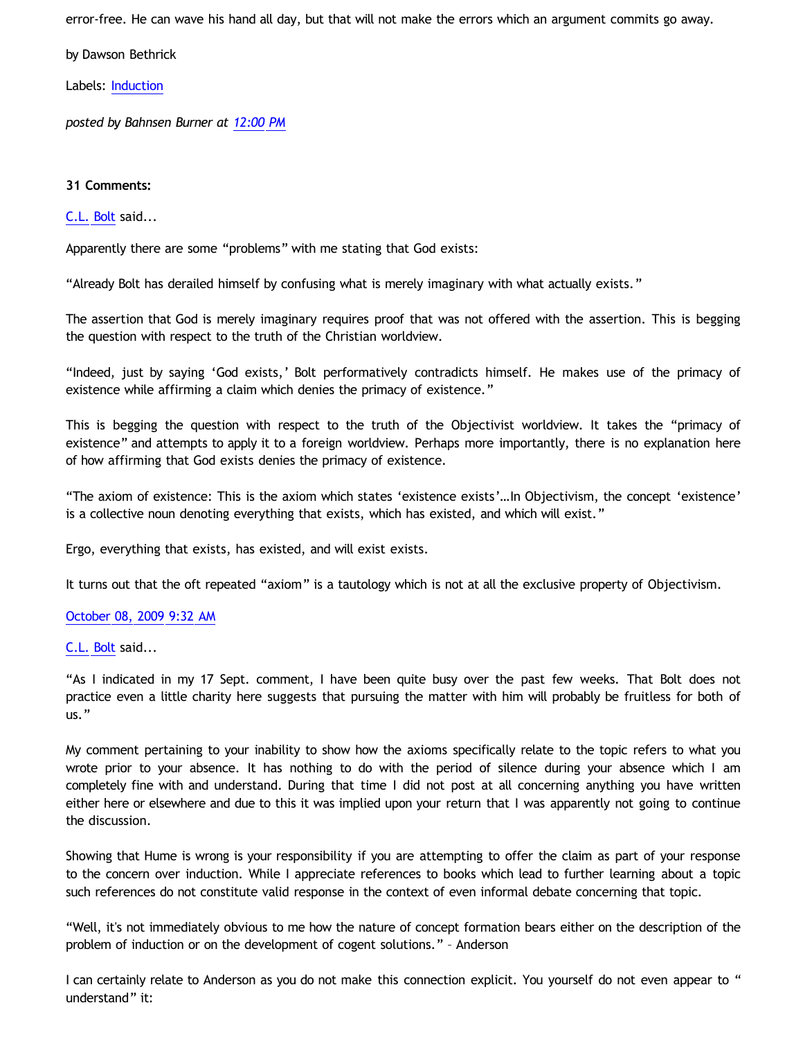error-free. He can wave his hand all day, but that will not make the errors which an argument commits go away.

by Dawson Bethrick

Labels: Induction

*posted by Bahnsen Burner at 12:00 PM*

**31 Comments:**

C.L. Bolt said...

Apparently there are some "problems" with me stating that God exists:

"Already Bolt has derailed himself by confusing what is merely imaginary with what actually exists."

The assertion that God is merely imaginary requires proof that was not offered with the assertion. This is begging the question with respect to the truth of the Christian worldview.

"Indeed, just by saying 'God exists,' Bolt performatively contradicts himself. He makes use of the primacy of existence while affirming a claim which denies the primacy of existence."

This is begging the question with respect to the truth of the Objectivist worldview. It takes the "primacy of existence" and attempts to apply it to a foreign worldview. Perhaps more importantly, there is no explanation here of how affirming that God exists denies the primacy of existence.

"The axiom of existence: This is the axiom which states 'existence exists'…In Objectivism, the concept 'existence' is a collective noun denoting everything that exists, which has existed, and which will exist."

Ergo, everything that exists, has existed, and will exist exists.

It turns out that the oft repeated "axiom" is a tautology which is not at all the exclusive property of Objectivism.

October 08, 2009 9:32 AM

C.L. Bolt said...

"As I indicated in my 17 Sept. comment, I have been quite busy over the past few weeks. That Bolt does not practice even a little charity here suggests that pursuing the matter with him will probably be fruitless for both of us."

My comment pertaining to your inability to show how the axioms specifically relate to the topic refers to what you wrote prior to your absence. It has nothing to do with the period of silence during your absence which I am completely fine with and understand. During that time I did not post at all concerning anything you have written either here or elsewhere and due to this it was implied upon your return that I was apparently not going to continue the discussion.

Showing that Hume is wrong is your responsibility if you are attempting to offer the claim as part of your response to the concern over induction. While I appreciate references to books which lead to further learning about a topic such references do not constitute valid response in the context of even informal debate concerning that topic.

"Well, it's not immediately obvious to me how the nature of concept formation bears either on the description of the problem of induction or on the development of cogent solutions." – Anderson

I can certainly relate to Anderson as you do not make this connection explicit. You yourself do not even appear to "understand" it: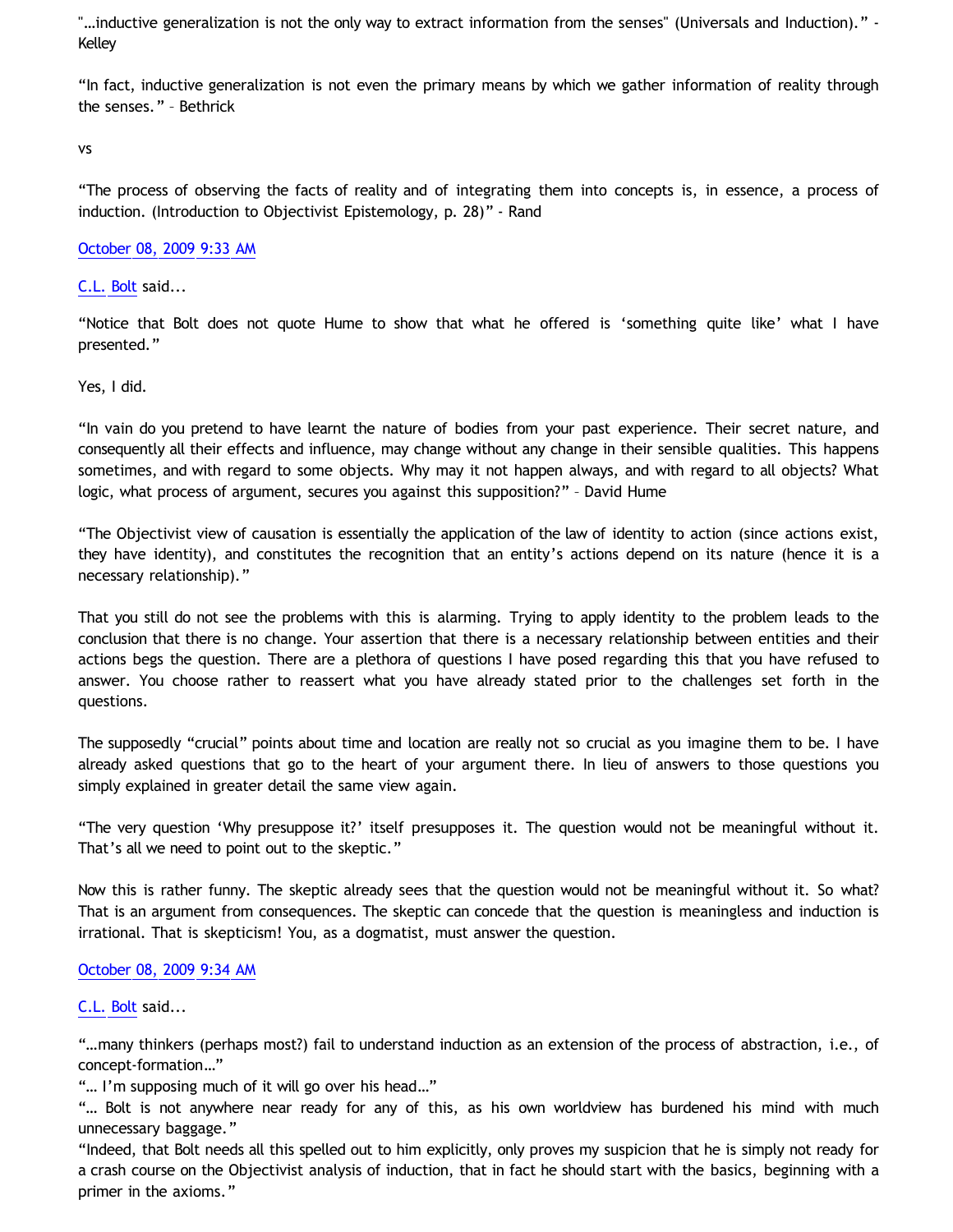"...inductive generalization is not the only way to extract information from the senses" (Universals and Induction)." - Kelley

"In fact, inductive generalization is not even the primary means by which we gather information of reality through the senses." – Bethrick

vs

"The process of observing the facts of reality and of integrating them into concepts is, in essence, a process of induction. (Introduction to Objectivist Epistemology, p. 28)" - Rand

October 08, 2009 9:33 AM

C.L. Bolt said...

"Notice that Bolt does not quote Hume to show that what he offered is 'something quite like' what I have presented."

Yes, I did.

"In vain do you pretend to have learnt the nature of bodies from your past experience. Their secret nature, and consequently all their effects and influence, may change without any change in their sensible qualities. This happens sometimes, and with regard to some objects. Why may it not happen always, and with regard to all objects? What logic, what process of argument, secures you against this supposition?" – David Hume

"The Objectivist view of causation is essentially the application of the law of identity to action (since actions exist, they have identity), and constitutes the recognition that an entity's actions depend on its nature (hence it is a necessary relationship)."

That you still do not see the problems with this is alarming. Trying to apply identity to the problem leads to the conclusion that there is no change. Your assertion that there is a necessary relationship between entities and their actions begs the question. There are a plethora of questions I have posed regarding this that you have refused to answer. You choose rather to reassert what you have already stated prior to the challenges set forth in the questions.

The supposedly "crucial" points about time and location are really not so crucial as you imagine them to be. I have already asked questions that go to the heart of your argument there. In lieu of answers to those questions you simply explained in greater detail the same view again.

"The very question 'Why presuppose it?' itself presupposes it. The question would not be meaningful without it. That's all we need to point out to the skeptic."

Now this is rather funny. The skeptic already sees that the question would not be meaningful without it. So what? That is an argument from consequences. The skeptic can concede that the question is meaningless and induction is irrational. That is skepticism! You, as a dogmatist, must answer the question.

October 08, 2009 9:34 AM

C.L. Bolt said...

"...many thinkers (perhaps most?) fail to understand induction as an extension of the process of abstraction, i.e., of concept-formation..."
"... I'm supposing much of it will go over his head..."
"... Bolt is not anywhere near ready for any of this, as his own worldview has burdened his mind with much unnecessary baggage."
"Indeed, that Bolt needs all this spelled out to him explicitly, only proves my suspicion that he is simply not ready for a crash course on the Objectivist analysis of induction, that in fact he should start with the basics, beginning with a primer in the axioms."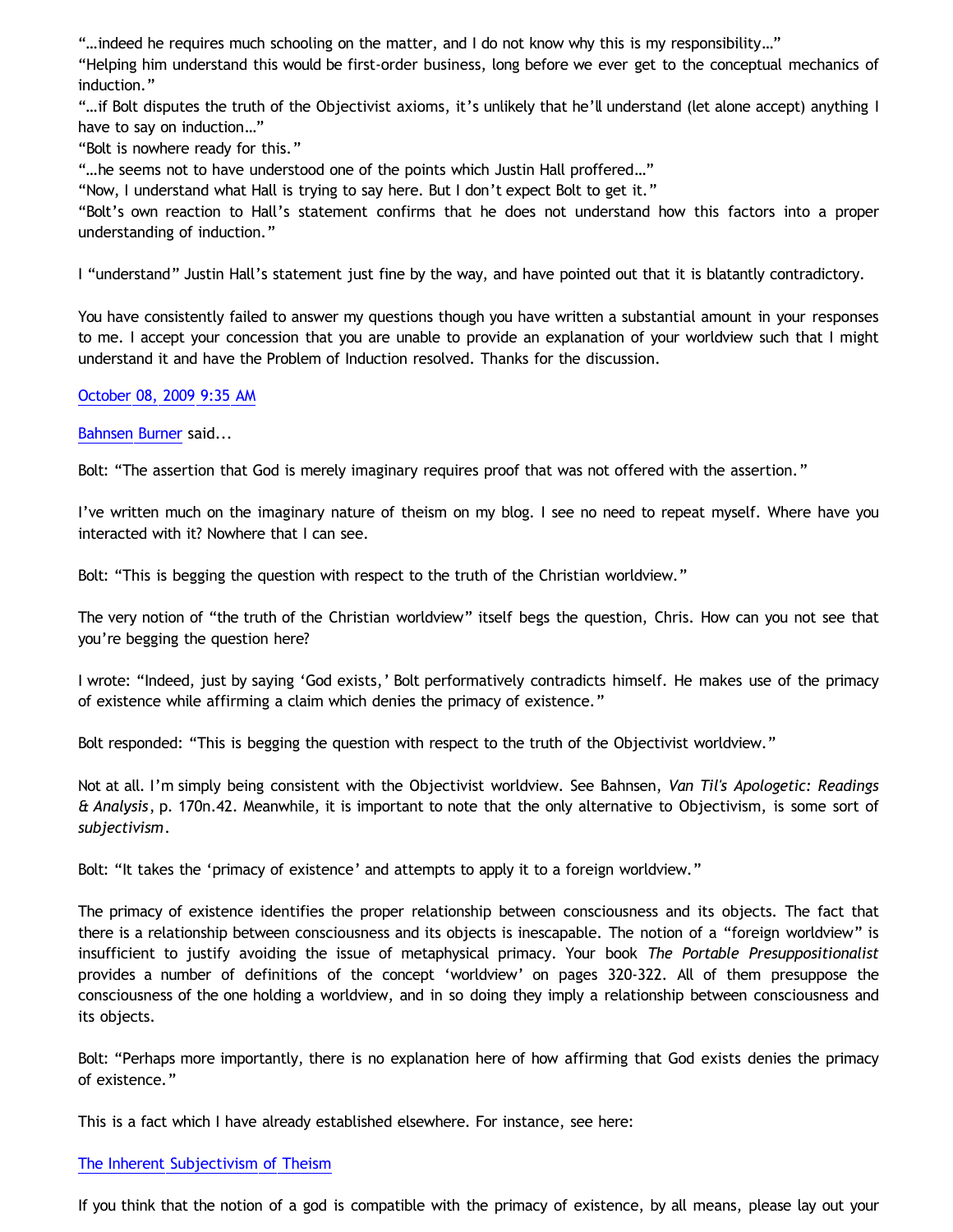"…indeed he requires much schooling on the matter, and I do not know why this is my responsibility…"

"Helping him understand this would be first-order business, long before we ever get to the conceptual mechanics of induction."

"…if Bolt disputes the truth of the Objectivist axioms, it's unlikely that he'll understand (let alone accept) anything I have to say on induction…"

"Bolt is nowhere ready for this."

"…he seems not to have understood one of the points which Justin Hall proffered…"

"Now, I understand what Hall is trying to say here. But I don't expect Bolt to get it."

"Bolt's own reaction to Hall's statement confirms that he does not understand how this factors into a proper understanding of induction."

I "understand" Justin Hall's statement just fine by the way, and have pointed out that it is blatantly contradictory.

You have consistently failed to answer my questions though you have written a substantial amount in your responses to me. I accept your concession that you are unable to provide an explanation of your worldview such that I might understand it and have the Problem of Induction resolved. Thanks for the discussion.

October 08, 2009 9:35 AM

Bahnsen Burner said...

Bolt: "The assertion that God is merely imaginary requires proof that was not offered with the assertion."

I've written much on the imaginary nature of theism on my blog. I see no need to repeat myself. Where have you interacted with it? Nowhere that I can see.

Bolt: "This is begging the question with respect to the truth of the Christian worldview."

The very notion of "the truth of the Christian worldview" itself begs the question, Chris. How can you not see that you're begging the question here?

I wrote: "Indeed, just by saying 'God exists,' Bolt performatively contradicts himself. He makes use of the primacy of existence while affirming a claim which denies the primacy of existence."

Bolt responded: "This is begging the question with respect to the truth of the Objectivist worldview."

Not at all. I'm simply being consistent with the Objectivist worldview. See Bahnsen, *Van Til's Apologetic: Readings & Analysis*, p. 170n.42. Meanwhile, it is important to note that the only alternative to Objectivism, is some sort of *subjectivism*.

Bolt: "It takes the 'primacy of existence' and attempts to apply it to a foreign worldview."

The primacy of existence identifies the proper relationship between consciousness and its objects. The fact that there is a relationship between consciousness and its objects is inescapable. The notion of a "foreign worldview" is insufficient to justify avoiding the issue of metaphysical primacy. Your book *The Portable Presuppositionalist* provides a number of definitions of the concept 'worldview' on pages 320-322. All of them presuppose the consciousness of the one holding a worldview, and in so doing they imply a relationship between consciousness and its objects.

Bolt: "Perhaps more importantly, there is no explanation here of how affirming that God exists denies the primacy of existence."

This is a fact which I have already established elsewhere. For instance, see here:

The Inherent Subjectivism of Theism

If you think that the notion of a god is compatible with the primacy of existence, by all means, please lay out your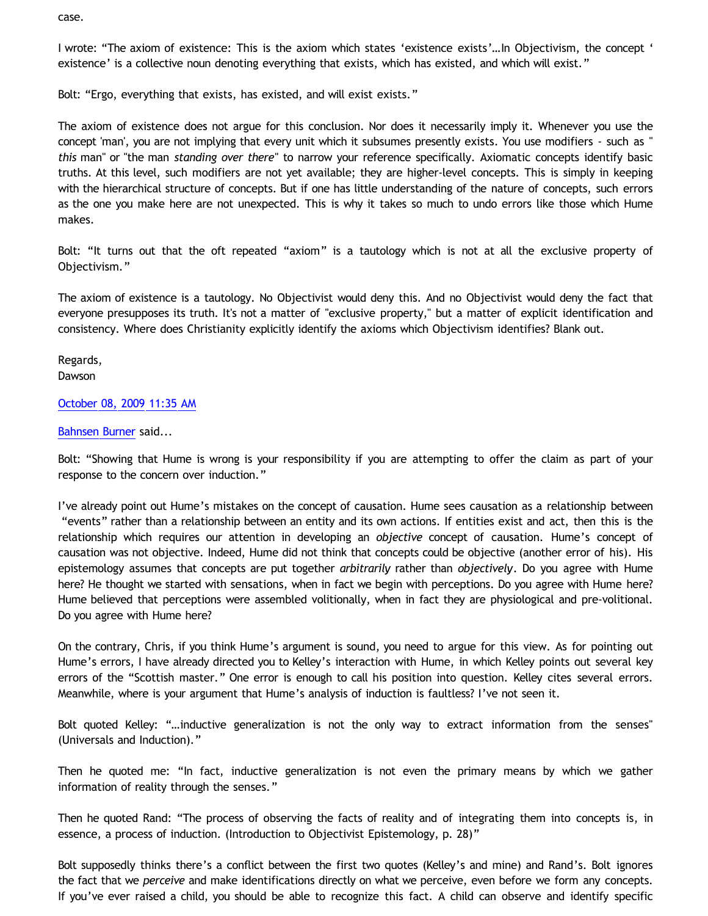case.

I wrote: “The axiom of existence: This is the axiom which states ‘existence exists’…In Objectivism, the concept ‘ existence’ is a collective noun denoting everything that exists, which has existed, and which will exist.”

Bolt: “Ergo, everything that exists, has existed, and will exist exists.”

The axiom of existence does not argue for this conclusion. Nor does it necessarily imply it. Whenever you use the concept 'man', you are not implying that every unit which it subsumes presently exists. You use modifiers - such as "*this* man" or "the man *standing over there*" to narrow your reference specifically. Axiomatic concepts identify basic truths. At this level, such modifiers are not yet available; they are higher-level concepts. This is simply in keeping with the hierarchical structure of concepts. But if one has little understanding of the nature of concepts, such errors as the one you make here are not unexpected. This is why it takes so much to undo errors like those which Hume makes.

Bolt: “It turns out that the oft repeated “axiom” is a tautology which is not at all the exclusive property of Objectivism.”

The axiom of existence is a tautology. No Objectivist would deny this. And no Objectivist would deny the fact that everyone presupposes its truth. It's not a matter of "exclusive property," but a matter of explicit identification and consistency. Where does Christianity explicitly identify the axioms which Objectivism identifies? Blank out.

Regards,
Dawson

October 08, 2009 11:35 AM

Bahnsen Burner said...

Bolt: “Showing that Hume is wrong is your responsibility if you are attempting to offer the claim as part of your response to the concern over induction.”

I’ve already point out Hume’s mistakes on the concept of causation. Hume sees causation as a relationship between “events” rather than a relationship between an entity and its own actions. If entities exist and act, then this is the relationship which requires our attention in developing an *objective* concept of causation. Hume’s concept of causation was not objective. Indeed, Hume did not think that concepts could be objective (another error of his). His epistemology assumes that concepts are put together *arbitrarily* rather than *objectively*. Do you agree with Hume here? He thought we started with sensations, when in fact we begin with perceptions. Do you agree with Hume here? Hume believed that perceptions were assembled volitionally, when in fact they are physiological and pre-volitional. Do you agree with Hume here?

On the contrary, Chris, if you think Hume’s argument is sound, you need to argue for this view. As for pointing out Hume’s errors, I have already directed you to Kelley’s interaction with Hume, in which Kelley points out several key errors of the “Scottish master.” One error is enough to call his position into question. Kelley cites several errors. Meanwhile, where is your argument that Hume’s analysis of induction is faultless? I’ve not seen it.

Bolt quoted Kelley: “…inductive generalization is not the only way to extract information from the senses" (Universals and Induction).”

Then he quoted me: “In fact, inductive generalization is not even the primary means by which we gather information of reality through the senses.”

Then he quoted Rand: “The process of observing the facts of reality and of integrating them into concepts is, in essence, a process of induction. (Introduction to Objectivist Epistemology, p. 28)”

Bolt supposedly thinks there’s a conflict between the first two quotes (Kelley’s and mine) and Rand’s. Bolt ignores the fact that we *perceive* and make identifications directly on what we perceive, even before we form any concepts. If you’ve ever raised a child, you should be able to recognize this fact. A child can observe and identify specific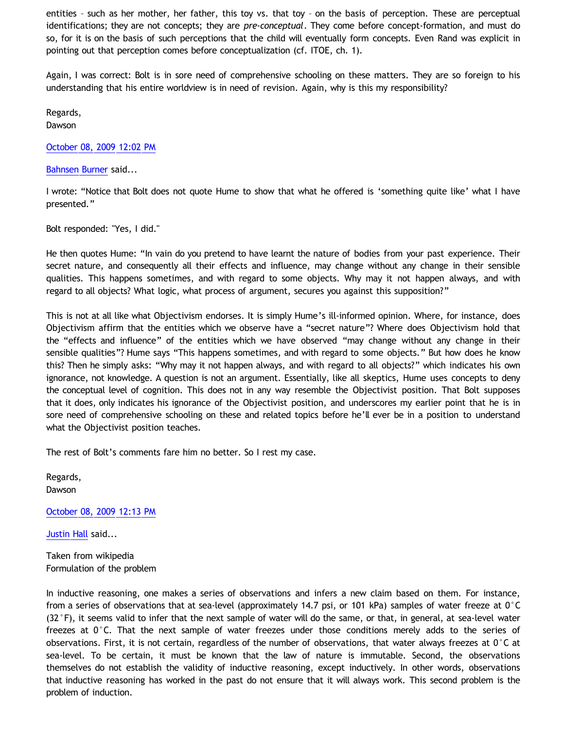entities – such as her mother, her father, this toy vs. that toy – on the basis of perception. These are perceptual identifications; they are not concepts; they are *pre-conceptual*. They come before concept-formation, and must do so, for it is on the basis of such perceptions that the child will eventually form concepts. Even Rand was explicit in pointing out that perception comes before conceptualization (cf. ITOE, ch. 1).

Again, I was correct: Bolt is in sore need of comprehensive schooling on these matters. They are so foreign to his understanding that his entire worldview is in need of revision. Again, why is this my responsibility?

Regards,
Dawson

October 08, 2009 12:02 PM

Bahnsen Burner said...

I wrote: "Notice that Bolt does not quote Hume to show that what he offered is 'something quite like' what I have presented."

Bolt responded: "Yes, I did."

He then quotes Hume: "In vain do you pretend to have learnt the nature of bodies from your past experience. Their secret nature, and consequently all their effects and influence, may change without any change in their sensible qualities. This happens sometimes, and with regard to some objects. Why may it not happen always, and with regard to all objects? What logic, what process of argument, secures you against this supposition?"

This is not at all like what Objectivism endorses. It is simply Hume's ill-informed opinion. Where, for instance, does Objectivism affirm that the entities which we observe have a "secret nature"? Where does Objectivism hold that the "effects and influence" of the entities which we have observed "may change without any change in their sensible qualities"? Hume says "This happens sometimes, and with regard to some objects." But how does he know this? Then he simply asks: "Why may it not happen always, and with regard to all objects?" which indicates his own ignorance, not knowledge. A question is not an argument. Essentially, like all skeptics, Hume uses concepts to deny the conceptual level of cognition. This does not in any way resemble the Objectivist position. That Bolt supposes that it does, only indicates his ignorance of the Objectivist position, and underscores my earlier point that he is in sore need of comprehensive schooling on these and related topics before he'll ever be in a position to understand what the Objectivist position teaches.

The rest of Bolt's comments fare him no better. So I rest my case.

Regards,
Dawson

October 08, 2009 12:13 PM

Justin Hall said...

Taken from wikipedia
Formulation of the problem

In inductive reasoning, one makes a series of observations and infers a new claim based on them. For instance, from a series of observations that at sea-level (approximately 14.7 psi, or 101 kPa) samples of water freeze at 0°C (32°F), it seems valid to infer that the next sample of water will do the same, or that, in general, at sea-level water freezes at 0°C. That the next sample of water freezes under those conditions merely adds to the series of observations. First, it is not certain, regardless of the number of observations, that water always freezes at 0°C at sea-level. To be certain, it must be known that the law of nature is immutable. Second, the observations themselves do not establish the validity of inductive reasoning, except inductively. In other words, observations that inductive reasoning has worked in the past do not ensure that it will always work. This second problem is the problem of induction.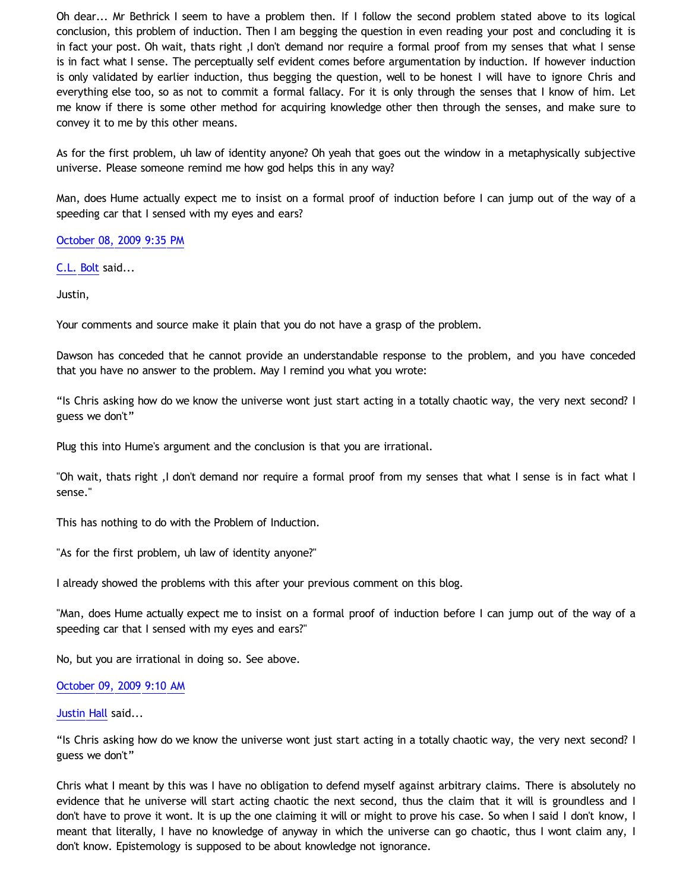Oh dear... Mr Bethrick I seem to have a problem then. If I follow the second problem stated above to its logical conclusion, this problem of induction. Then I am begging the question in even reading your post and concluding it is in fact your post. Oh wait, thats right ,I don't demand nor require a formal proof from my senses that what I sense is in fact what I sense. The perceptually self evident comes before argumentation by induction. If however induction is only validated by earlier induction, thus begging the question, well to be honest I will have to ignore Chris and everything else too, so as not to commit a formal fallacy. For it is only through the senses that I know of him. Let me know if there is some other method for acquiring knowledge other then through the senses, and make sure to convey it to me by this other means.

As for the first problem, uh law of identity anyone? Oh yeah that goes out the window in a metaphysically subjective universe. Please someone remind me how god helps this in any way?

Man, does Hume actually expect me to insist on a formal proof of induction before I can jump out of the way of a speeding car that I sensed with my eyes and ears?

October 08, 2009 9:35 PM

C.L. Bolt said...

Justin,

Your comments and source make it plain that you do not have a grasp of the problem.

Dawson has conceded that he cannot provide an understandable response to the problem, and you have conceded that you have no answer to the problem. May I remind you what you wrote:

“Is Chris asking how do we know the universe wont just start acting in a totally chaotic way, the very next second? I guess we don't”

Plug this into Hume's argument and the conclusion is that you are irrational.

"Oh wait, thats right ,I don't demand nor require a formal proof from my senses that what I sense is in fact what I sense."

This has nothing to do with the Problem of Induction.

"As for the first problem, uh law of identity anyone?"

I already showed the problems with this after your previous comment on this blog.

"Man, does Hume actually expect me to insist on a formal proof of induction before I can jump out of the way of a speeding car that I sensed with my eyes and ears?"

No, but you are irrational in doing so. See above.

October 09, 2009 9:10 AM

Justin Hall said...

“Is Chris asking how do we know the universe wont just start acting in a totally chaotic way, the very next second? I guess we don't”

Chris what I meant by this was I have no obligation to defend myself against arbitrary claims. There is absolutely no evidence that he universe will start acting chaotic the next second, thus the claim that it will is groundless and I don't have to prove it wont. It is up the one claiming it will or might to prove his case. So when I said I don't know, I meant that literally, I have no knowledge of anyway in which the universe can go chaotic, thus I wont claim any, I don't know. Epistemology is supposed to be about knowledge not ignorance.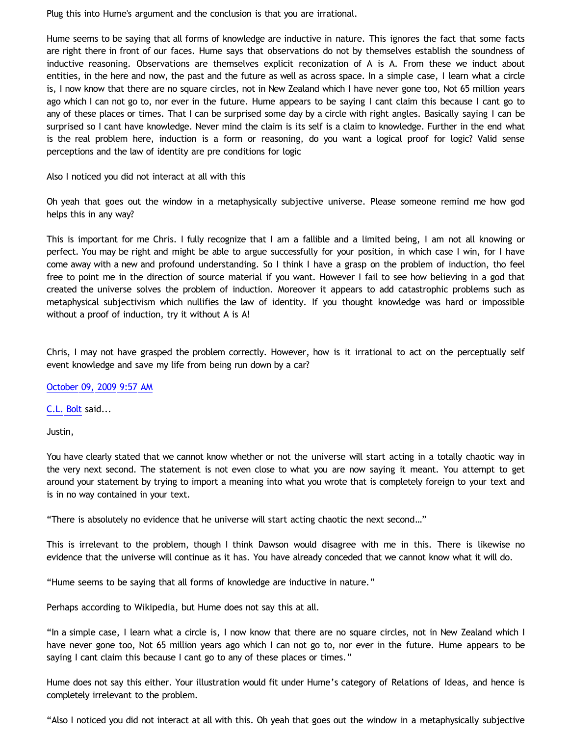Plug this into Hume's argument and the conclusion is that you are irrational.

Hume seems to be saying that all forms of knowledge are inductive in nature. This ignores the fact that some facts are right there in front of our faces. Hume says that observations do not by themselves establish the soundness of inductive reasoning. Observations are themselves explicit reconization of A is A. From these we induct about entities, in the here and now, the past and the future as well as across space. In a simple case, I learn what a circle is, I now know that there are no square circles, not in New Zealand which I have never gone too, Not 65 million years ago which I can not go to, nor ever in the future. Hume appears to be saying I cant claim this because I cant go to any of these places or times. That I can be surprised some day by a circle with right angles. Basically saying I can be surprised so I cant have knowledge. Never mind the claim is its self is a claim to knowledge. Further in the end what is the real problem here, induction is a form or reasoning, do you want a logical proof for logic? Valid sense perceptions and the law of identity are pre conditions for logic

Also I noticed you did not interact at all with this

Oh yeah that goes out the window in a metaphysically subjective universe. Please someone remind me how god helps this in any way?

This is important for me Chris. I fully recognize that I am a fallible and a limited being, I am not all knowing or perfect. You may be right and might be able to argue successfully for your position, in which case I win, for I have come away with a new and profound understanding. So I think I have a grasp on the problem of induction, tho feel free to point me in the direction of source material if you want. However I fail to see how believing in a god that created the universe solves the problem of induction. Moreover it appears to add catastrophic problems such as metaphysical subjectivism which nullifies the law of identity. If you thought knowledge was hard or impossible without a proof of induction, try it without A is A!

Chris, I may not have grasped the problem correctly. However, how is it irrational to act on the perceptually self event knowledge and save my life from being run down by a car?

October 09, 2009 9:57 AM

C.L. Bolt said...

Justin,

You have clearly stated that we cannot know whether or not the universe will start acting in a totally chaotic way in the very next second. The statement is not even close to what you are now saying it meant. You attempt to get around your statement by trying to import a meaning into what you wrote that is completely foreign to your text and is in no way contained in your text.

"There is absolutely no evidence that he universe will start acting chaotic the next second…"

This is irrelevant to the problem, though I think Dawson would disagree with me in this. There is likewise no evidence that the universe will continue as it has. You have already conceded that we cannot know what it will do.

"Hume seems to be saying that all forms of knowledge are inductive in nature."

Perhaps according to Wikipedia, but Hume does not say this at all.

"In a simple case, I learn what a circle is, I now know that there are no square circles, not in New Zealand which I have never gone too, Not 65 million years ago which I can not go to, nor ever in the future. Hume appears to be saying I cant claim this because I cant go to any of these places or times."

Hume does not say this either. Your illustration would fit under Hume's category of Relations of Ideas, and hence is completely irrelevant to the problem.

"Also I noticed you did not interact at all with this. Oh yeah that goes out the window in a metaphysically subjective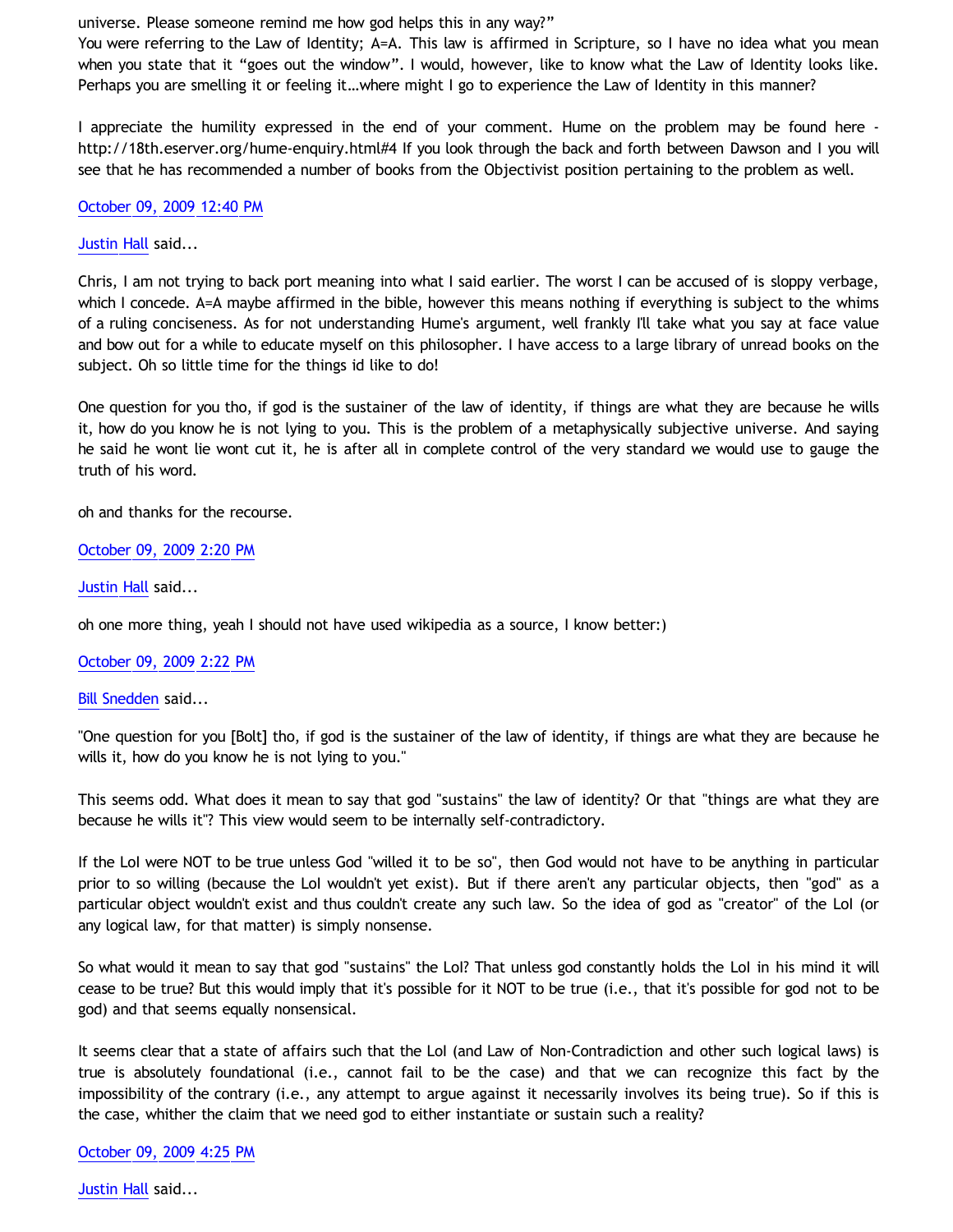universe. Please someone remind me how god helps this in any way?"

You were referring to the Law of Identity; A=A. This law is affirmed in Scripture, so I have no idea what you mean when you state that it "goes out the window". I would, however, like to know what the Law of Identity looks like. Perhaps you are smelling it or feeling it…where might I go to experience the Law of Identity in this manner?

I appreciate the humility expressed in the end of your comment. Hume on the problem may be found here - http://18th.eserver.org/hume-enquiry.html#4 If you look through the back and forth between Dawson and I you will see that he has recommended a number of books from the Objectivist position pertaining to the problem as well.

October 09, 2009 12:40 PM

Justin Hall said...

Chris, I am not trying to back port meaning into what I said earlier. The worst I can be accused of is sloppy verbage, which I concede. A=A maybe affirmed in the bible, however this means nothing if everything is subject to the whims of a ruling conciseness. As for not understanding Hume's argument, well frankly I'll take what you say at face value and bow out for a while to educate myself on this philosopher. I have access to a large library of unread books on the subject. Oh so little time for the things id like to do!

One question for you tho, if god is the sustainer of the law of identity, if things are what they are because he wills it, how do you know he is not lying to you. This is the problem of a metaphysically subjective universe. And saying he said he wont lie wont cut it, he is after all in complete control of the very standard we would use to gauge the truth of his word.

oh and thanks for the recourse.

October 09, 2009 2:20 PM

Justin Hall said...

oh one more thing, yeah I should not have used wikipedia as a source, I know better:)

October 09, 2009 2:22 PM

Bill Snedden said...

"One question for you [Bolt] tho, if god is the sustainer of the law of identity, if things are what they are because he wills it, how do you know he is not lying to you."

This seems odd. What does it mean to say that god "sustains" the law of identity? Or that "things are what they are because he wills it"? This view would seem to be internally self-contradictory.

If the LoI were NOT to be true unless God "willed it to be so", then God would not have to be anything in particular prior to so willing (because the LoI wouldn't yet exist). But if there aren't any particular objects, then "god" as a particular object wouldn't exist and thus couldn't create any such law. So the idea of god as "creator" of the LoI (or any logical law, for that matter) is simply nonsense.

So what would it mean to say that god "sustains" the LoI? That unless god constantly holds the LoI in his mind it will cease to be true? But this would imply that it's possible for it NOT to be true (i.e., that it's possible for god not to be god) and that seems equally nonsensical.

It seems clear that a state of affairs such that the LoI (and Law of Non-Contradiction and other such logical laws) is true is absolutely foundational (i.e., cannot fail to be the case) and that we can recognize this fact by the impossibility of the contrary (i.e., any attempt to argue against it necessarily involves its being true). So if this is the case, whither the claim that we need god to either instantiate or sustain such a reality?

October 09, 2009 4:25 PM

Justin Hall said...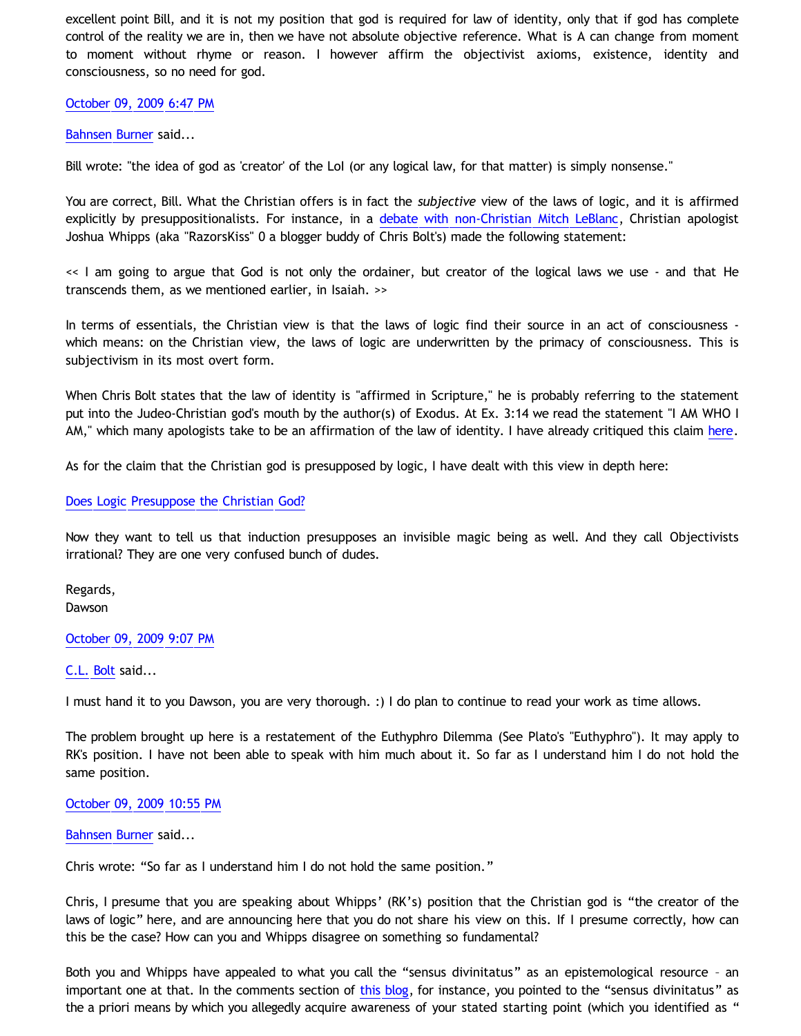excellent point Bill, and it is not my position that god is required for law of identity, only that if god has complete control of the reality we are in, then we have not absolute objective reference. What is A can change from moment to moment without rhyme or reason. I however affirm the objectivist axioms, existence, identity and consciousness, so no need for god.

October 09, 2009 6:47 PM

Bahnsen Burner said...

Bill wrote: "the idea of god as 'creator' of the LoI (or any logical law, for that matter) is simply nonsense."

You are correct, Bill. What the Christian offers is in fact the *subjective* view of the laws of logic, and it is affirmed explicitly by presuppositionalists. For instance, in a debate with non-Christian Mitch LeBlanc, Christian apologist Joshua Whipps (aka "RazorsKiss" 0 a blogger buddy of Chris Bolt's) made the following statement:

<< I am going to argue that God is not only the ordainer, but creator of the logical laws we use - and that He transcends them, as we mentioned earlier, in Isaiah. >>

In terms of essentials, the Christian view is that the laws of logic find their source in an act of consciousness - which means: on the Christian view, the laws of logic are underwritten by the primacy of consciousness. This is subjectivism in its most overt form.

When Chris Bolt states that the law of identity is "affirmed in Scripture," he is probably referring to the statement put into the Judeo-Christian god's mouth by the author(s) of Exodus. At Ex. 3:14 we read the statement "I AM WHO I AM," which many apologists take to be an affirmation of the law of identity. I have already critiqued this claim here.

As for the claim that the Christian god is presupposed by logic, I have dealt with this view in depth here:

Does Logic Presuppose the Christian God?

Now they want to tell us that induction presupposes an invisible magic being as well. And they call Objectivists irrational? They are one very confused bunch of dudes.

Regards,
Dawson

October 09, 2009 9:07 PM

C.L. Bolt said...

I must hand it to you Dawson, you are very thorough. :) I do plan to continue to read your work as time allows.

The problem brought up here is a restatement of the Euthyphro Dilemma (See Plato's "Euthyphro"). It may apply to RK's position. I have not been able to speak with him much about it. So far as I understand him I do not hold the same position.

October 09, 2009 10:55 PM

Bahnsen Burner said...

Chris wrote: “So far as I understand him I do not hold the same position.”

Chris, I presume that you are speaking about Whipps’ (RK’s) position that the Christian god is “the creator of the laws of logic” here, and are announcing here that you do not share his view on this. If I presume correctly, how can this be the case? How can you and Whipps disagree on something so fundamental?

Both you and Whipps have appealed to what you call the “sensus divinitatus” as an epistemological resource – an important one at that. In the comments section of this blog, for instance, you pointed to the “sensus divinitatus” as the a priori means by which you allegedly acquire awareness of your stated starting point (which you identified as “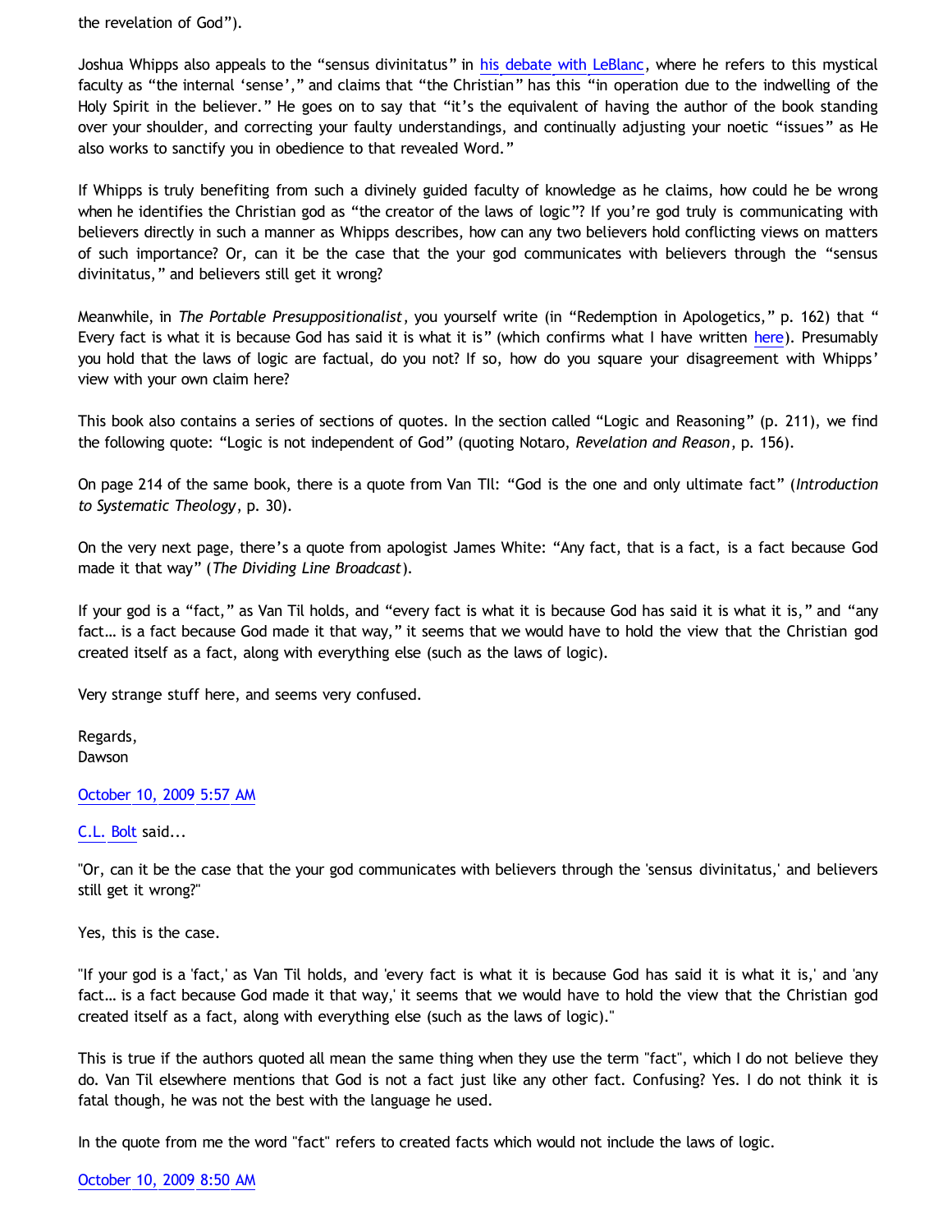the revelation of God").

Joshua Whipps also appeals to the "sensus divinitatus" in [his debate with LeBlanc], where he refers to this mystical faculty as "the internal 'sense'," and claims that "the Christian" has this "in operation due to the indwelling of the Holy Spirit in the believer." He goes on to say that "it's the equivalent of having the author of the book standing over your shoulder, and correcting your faulty understandings, and continually adjusting your noetic "issues" as He also works to sanctify you in obedience to that revealed Word."

If Whipps is truly benefiting from such a divinely guided faculty of knowledge as he claims, how could he be wrong when he identifies the Christian god as "the creator of the laws of logic"? If you're god truly is communicating with believers directly in such a manner as Whipps describes, how can any two believers hold conflicting views on matters of such importance? Or, can it be the case that the your god communicates with believers through the "sensus divinitatus," and believers still get it wrong?

Meanwhile, in *The Portable Presuppositionalist*, you yourself write (in "Redemption in Apologetics," p. 162) that " Every fact is what it is because God has said it is what it is" (which confirms what I have written [here]). Presumably you hold that the laws of logic are factual, do you not? If so, how do you square your disagreement with Whipps' view with your own claim here?

This book also contains a series of sections of quotes. In the section called "Logic and Reasoning" (p. 211), we find the following quote: "Logic is not independent of God" (quoting Notaro, *Revelation and Reason*, p. 156).

On page 214 of the same book, there is a quote from Van Til: "God is the one and only ultimate fact" (*Introduction to Systematic Theology*, p. 30).

On the very next page, there's a quote from apologist James White: "Any fact, that is a fact, is a fact because God made it that way" (*The Dividing Line Broadcast*).

If your god is a "fact," as Van Til holds, and "every fact is what it is because God has said it is what it is," and "any fact… is a fact because God made it that way," it seems that we would have to hold the view that the Christian god created itself as a fact, along with everything else (such as the laws of logic).

Very strange stuff here, and seems very confused.

Regards,
Dawson

October 10, 2009 5:57 AM

C.L. Bolt said...

"Or, can it be the case that the your god communicates with believers through the 'sensus divinitatus,' and believers still get it wrong?"

Yes, this is the case.

"If your god is a 'fact,' as Van Til holds, and 'every fact is what it is because God has said it is what it is,' and 'any fact… is a fact because God made it that way,' it seems that we would have to hold the view that the Christian god created itself as a fact, along with everything else (such as the laws of logic)."

This is true if the authors quoted all mean the same thing when they use the term "fact", which I do not believe they do. Van Til elsewhere mentions that God is not a fact just like any other fact. Confusing? Yes. I do not think it is fatal though, he was not the best with the language he used.

In the quote from me the word "fact" refers to created facts which would not include the laws of logic.

October 10, 2009 8:50 AM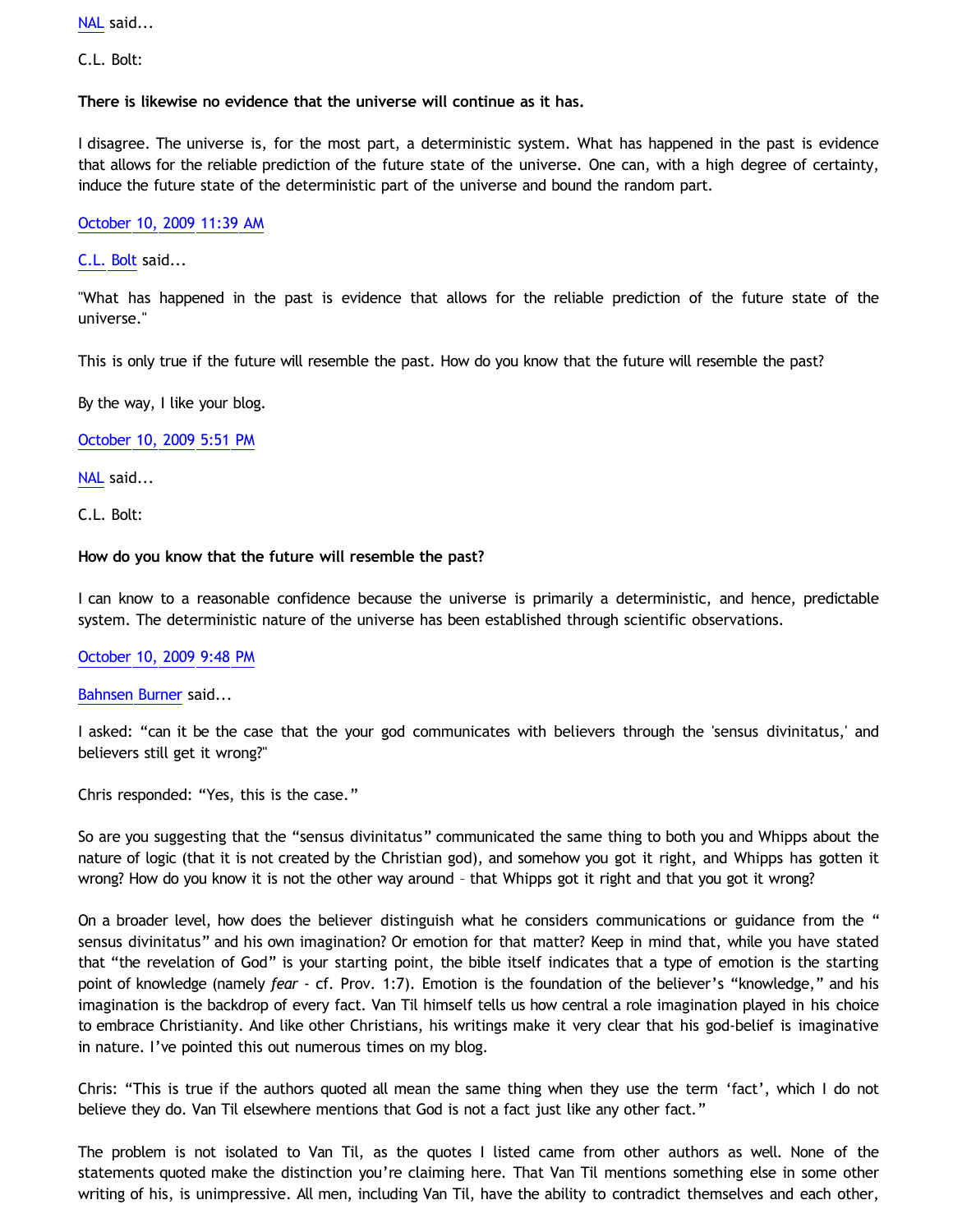NAL said...

C.L. Bolt:

**There is likewise no evidence that the universe will continue as it has.**

I disagree. The universe is, for the most part, a deterministic system. What has happened in the past is evidence that allows for the reliable prediction of the future state of the universe. One can, with a high degree of certainty, induce the future state of the deterministic part of the universe and bound the random part.

October 10, 2009 11:39 AM

C.L. Bolt said...

"What has happened in the past is evidence that allows for the reliable prediction of the future state of the universe."

This is only true if the future will resemble the past. How do you know that the future will resemble the past?

By the way, I like your blog.

October 10, 2009 5:51 PM

NAL said...

C.L. Bolt:

**How do you know that the future will resemble the past?**

I can know to a reasonable confidence because the universe is primarily a deterministic, and hence, predictable system. The deterministic nature of the universe has been established through scientific observations.

October 10, 2009 9:48 PM

Bahnsen Burner said...

I asked: "can it be the case that the your god communicates with believers through the 'sensus divinitatus,' and believers still get it wrong?"

Chris responded: "Yes, this is the case."

So are you suggesting that the "sensus divinitatus" communicated the same thing to both you and Whipps about the nature of logic (that it is not created by the Christian god), and somehow you got it right, and Whipps has gotten it wrong? How do you know it is not the other way around – that Whipps got it right and that you got it wrong?

On a broader level, how does the believer distinguish what he considers communications or guidance from the " sensus divinitatus" and his own imagination? Or emotion for that matter? Keep in mind that, while you have stated that "the revelation of God" is your starting point, the bible itself indicates that a type of emotion is the starting point of knowledge (namely *fear* - cf. Prov. 1:7). Emotion is the foundation of the believer's "knowledge," and his imagination is the backdrop of every fact. Van Til himself tells us how central a role imagination played in his choice to embrace Christianity. And like other Christians, his writings make it very clear that his god-belief is imaginative in nature. I've pointed this out numerous times on my blog.

Chris: "This is true if the authors quoted all mean the same thing when they use the term 'fact', which I do not believe they do. Van Til elsewhere mentions that God is not a fact just like any other fact."

The problem is not isolated to Van Til, as the quotes I listed came from other authors as well. None of the statements quoted make the distinction you're claiming here. That Van Til mentions something else in some other writing of his, is unimpressive. All men, including Van Til, have the ability to contradict themselves and each other,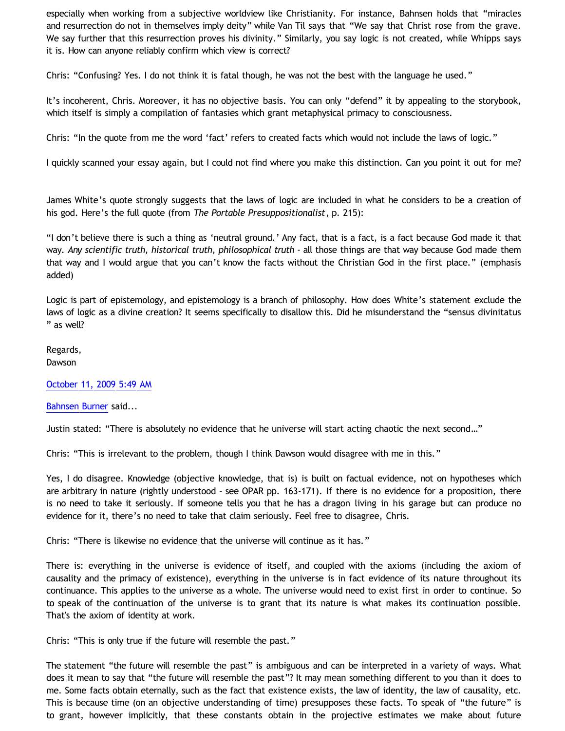especially when working from a subjective worldview like Christianity. For instance, Bahnsen holds that "miracles and resurrection do not in themselves imply deity" while Van Til says that "We say that Christ rose from the grave. We say further that this resurrection proves his divinity." Similarly, you say logic is not created, while Whipps says it is. How can anyone reliably confirm which view is correct?

Chris: "Confusing? Yes. I do not think it is fatal though, he was not the best with the language he used."

It's incoherent, Chris. Moreover, it has no objective basis. You can only "defend" it by appealing to the storybook, which itself is simply a compilation of fantasies which grant metaphysical primacy to consciousness.

Chris: "In the quote from me the word 'fact' refers to created facts which would not include the laws of logic."

I quickly scanned your essay again, but I could not find where you make this distinction. Can you point it out for me?

James White's quote strongly suggests that the laws of logic are included in what he considers to be a creation of his god. Here's the full quote (from *The Portable Presuppositionalist*, p. 215):

"I don't believe there is such a thing as 'neutral ground.' Any fact, that is a fact, is a fact because God made it that way. *Any scientific truth, historical truth, philosophical truth* - all those things are that way because God made them that way and I would argue that you can't know the facts without the Christian God in the first place." (emphasis added)

Logic is part of epistemology, and epistemology is a branch of philosophy. How does White's statement exclude the laws of logic as a divine creation? It seems specifically to disallow this. Did he misunderstand the "sensus divinitatus " as well?

Regards,
Dawson

October 11, 2009 5:49 AM

Bahnsen Burner said...

Justin stated: "There is absolutely no evidence that he universe will start acting chaotic the next second…"

Chris: "This is irrelevant to the problem, though I think Dawson would disagree with me in this."

Yes, I do disagree. Knowledge (objective knowledge, that is) is built on factual evidence, not on hypotheses which are arbitrary in nature (rightly understood – see OPAR pp. 163-171). If there is no evidence for a proposition, there is no need to take it seriously. If someone tells you that he has a dragon living in his garage but can produce no evidence for it, there's no need to take that claim seriously. Feel free to disagree, Chris.

Chris: "There is likewise no evidence that the universe will continue as it has."

There is: everything in the universe is evidence of itself, and coupled with the axioms (including the axiom of causality and the primacy of existence), everything in the universe is in fact evidence of its nature throughout its continuance. This applies to the universe as a whole. The universe would need to exist first in order to continue. So to speak of the continuation of the universe is to grant that its nature is what makes its continuation possible. That's the axiom of identity at work.

Chris: "This is only true if the future will resemble the past."

The statement "the future will resemble the past" is ambiguous and can be interpreted in a variety of ways. What does it mean to say that "the future will resemble the past"? It may mean something different to you than it does to me. Some facts obtain eternally, such as the fact that existence exists, the law of identity, the law of causality, etc. This is because time (on an objective understanding of time) presupposes these facts. To speak of "the future" is to grant, however implicitly, that these constants obtain in the projective estimates we make about future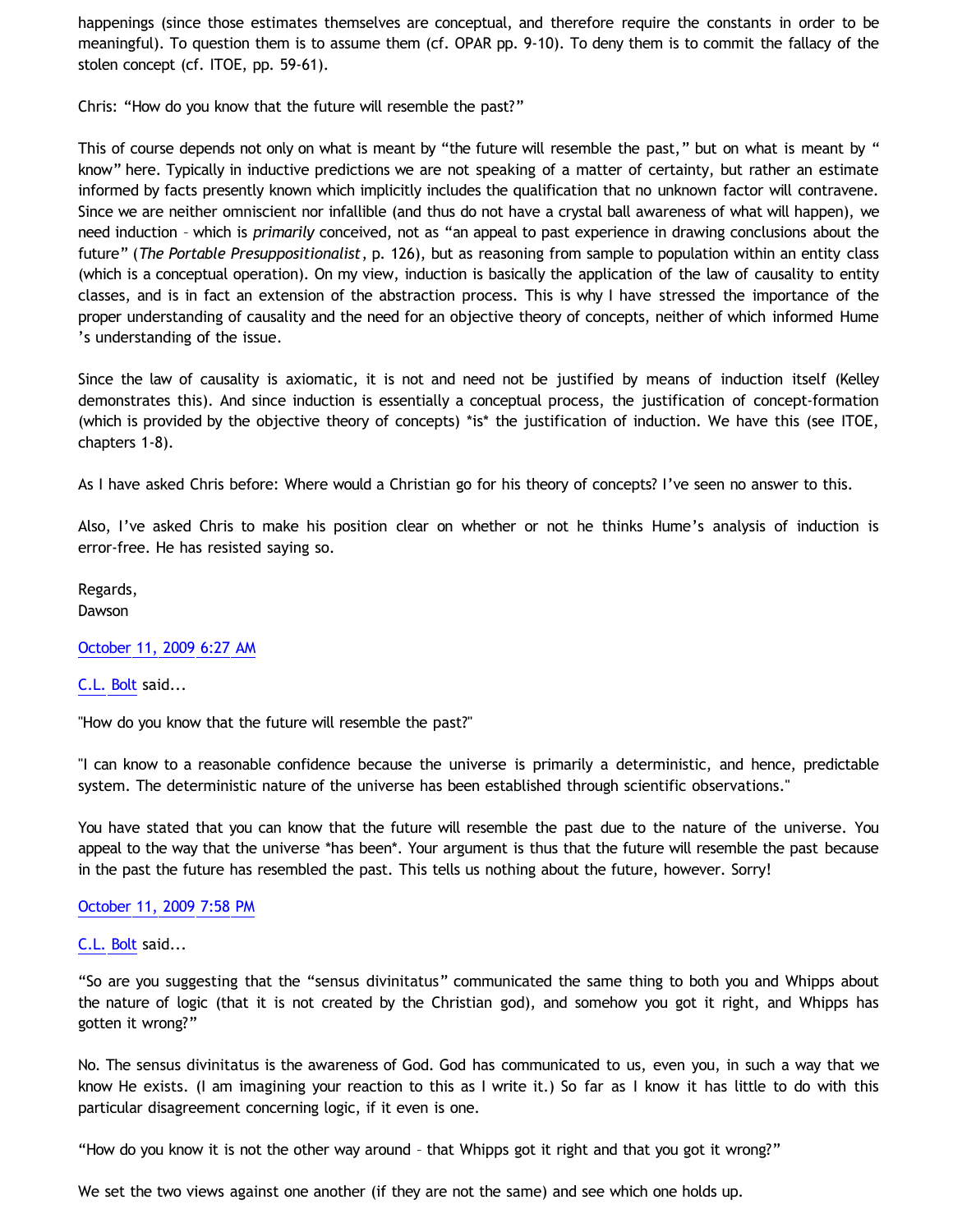happenings (since those estimates themselves are conceptual, and therefore require the constants in order to be meaningful). To question them is to assume them (cf. OPAR pp. 9-10). To deny them is to commit the fallacy of the stolen concept (cf. ITOE, pp. 59-61).

Chris: "How do you know that the future will resemble the past?"

This of course depends not only on what is meant by "the future will resemble the past," but on what is meant by "know" here. Typically in inductive predictions we are not speaking of a matter of certainty, but rather an estimate informed by facts presently known which implicitly includes the qualification that no unknown factor will contravene. Since we are neither omniscient nor infallible (and thus do not have a crystal ball awareness of what will happen), we need induction – which is *primarily* conceived, not as "an appeal to past experience in drawing conclusions about the future" (*The Portable Presuppositionalist*, p. 126), but as reasoning from sample to population within an entity class (which is a conceptual operation). On my view, induction is basically the application of the law of causality to entity classes, and is in fact an extension of the abstraction process. This is why I have stressed the importance of the proper understanding of causality and the need for an objective theory of concepts, neither of which informed Hume's understanding of the issue.

Since the law of causality is axiomatic, it is not and need not be justified by means of induction itself (Kelley demonstrates this). And since induction is essentially a conceptual process, the justification of concept-formation (which is provided by the objective theory of concepts) *is* the justification of induction. We have this (see ITOE, chapters 1-8).

As I have asked Chris before: Where would a Christian go for his theory of concepts? I've seen no answer to this.

Also, I've asked Chris to make his position clear on whether or not he thinks Hume's analysis of induction is error-free. He has resisted saying so.

Regards,
Dawson

October 11, 2009 6:27 AM

C.L. Bolt said...

"How do you know that the future will resemble the past?"

"I can know to a reasonable confidence because the universe is primarily a deterministic, and hence, predictable system. The deterministic nature of the universe has been established through scientific observations."

You have stated that you can know that the future will resemble the past due to the nature of the universe. You appeal to the way that the universe *has been*. Your argument is thus that the future will resemble the past because in the past the future has resembled the past. This tells us nothing about the future, however. Sorry!

October 11, 2009 7:58 PM

C.L. Bolt said...

"So are you suggesting that the "sensus divinitatus" communicated the same thing to both you and Whipps about the nature of logic (that it is not created by the Christian god), and somehow you got it right, and Whipps has gotten it wrong?"

No. The sensus divinitatus is the awareness of God. God has communicated to us, even you, in such a way that we know He exists. (I am imagining your reaction to this as I write it.) So far as I know it has little to do with this particular disagreement concerning logic, if it even is one.

"How do you know it is not the other way around – that Whipps got it right and that you got it wrong?"

We set the two views against one another (if they are not the same) and see which one holds up.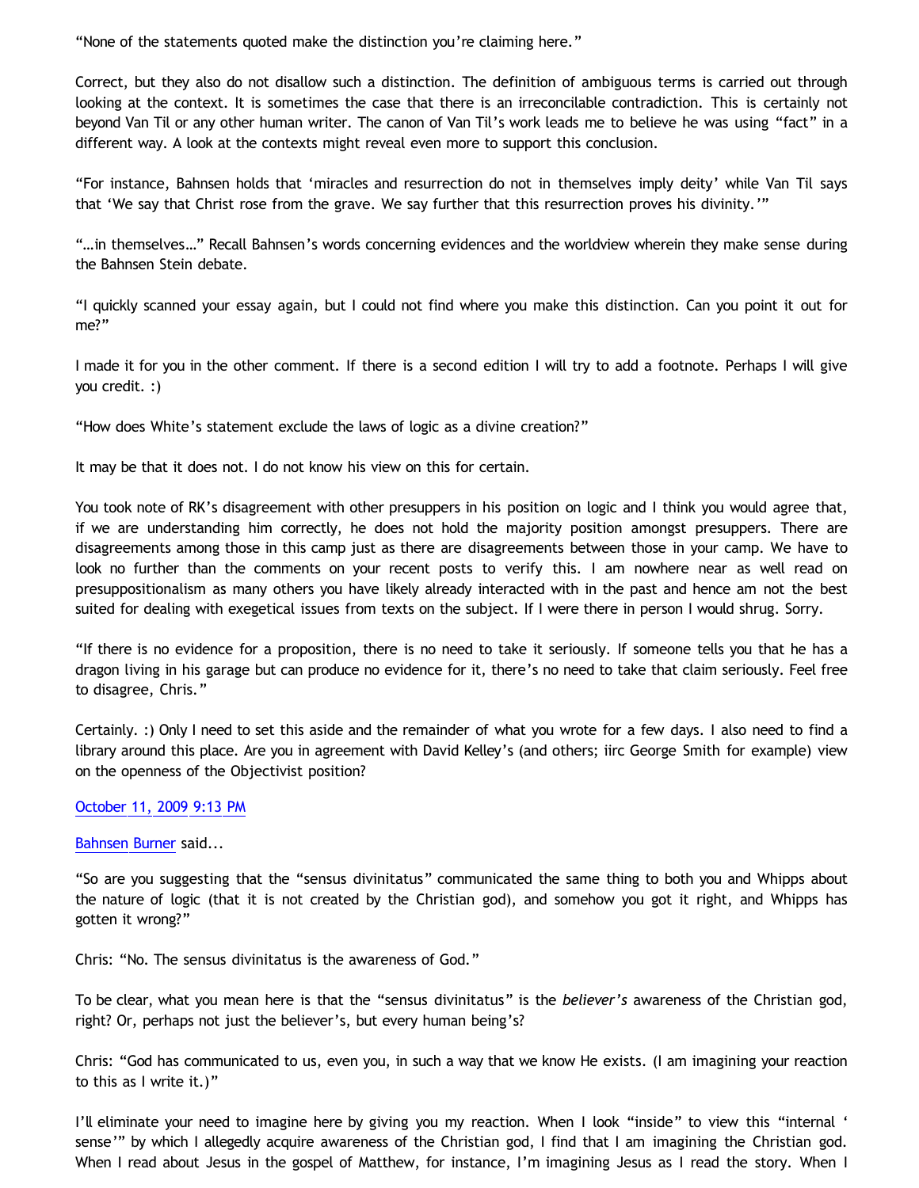"None of the statements quoted make the distinction you're claiming here."

Correct, but they also do not disallow such a distinction. The definition of ambiguous terms is carried out through looking at the context. It is sometimes the case that there is an irreconcilable contradiction. This is certainly not beyond Van Til or any other human writer. The canon of Van Til's work leads me to believe he was using "fact" in a different way. A look at the contexts might reveal even more to support this conclusion.

"For instance, Bahnsen holds that 'miracles and resurrection do not in themselves imply deity' while Van Til says that 'We say that Christ rose from the grave. We say further that this resurrection proves his divinity.'"

"…in themselves…" Recall Bahnsen's words concerning evidences and the worldview wherein they make sense during the Bahnsen Stein debate.

"I quickly scanned your essay again, but I could not find where you make this distinction. Can you point it out for me?"

I made it for you in the other comment. If there is a second edition I will try to add a footnote. Perhaps I will give you credit. :)

"How does White's statement exclude the laws of logic as a divine creation?"

It may be that it does not. I do not know his view on this for certain.

You took note of RK's disagreement with other presuppers in his position on logic and I think you would agree that, if we are understanding him correctly, he does not hold the majority position amongst presuppers. There are disagreements among those in this camp just as there are disagreements between those in your camp. We have to look no further than the comments on your recent posts to verify this. I am nowhere near as well read on presuppositionalism as many others you have likely already interacted with in the past and hence am not the best suited for dealing with exegetical issues from texts on the subject. If I were there in person I would shrug. Sorry.

"If there is no evidence for a proposition, there is no need to take it seriously. If someone tells you that he has a dragon living in his garage but can produce no evidence for it, there's no need to take that claim seriously. Feel free to disagree, Chris."

Certainly. :) Only I need to set this aside and the remainder of what you wrote for a few days. I also need to find a library around this place. Are you in agreement with David Kelley's (and others; iirc George Smith for example) view on the openness of the Objectivist position?

October 11, 2009 9:13 PM

Bahnsen Burner said...

"So are you suggesting that the "sensus divinitatus" communicated the same thing to both you and Whipps about the nature of logic (that it is not created by the Christian god), and somehow you got it right, and Whipps has gotten it wrong?"

Chris: "No. The sensus divinitatus is the awareness of God."

To be clear, what you mean here is that the "sensus divinitatus" is the *believer's* awareness of the Christian god, right? Or, perhaps not just the believer's, but every human being's?

Chris: "God has communicated to us, even you, in such a way that we know He exists. (I am imagining your reaction to this as I write it.)"

I'll eliminate your need to imagine here by giving you my reaction. When I look "inside" to view this "internal ' sense'" by which I allegedly acquire awareness of the Christian god, I find that I am imagining the Christian god. When I read about Jesus in the gospel of Matthew, for instance, I'm imagining Jesus as I read the story. When I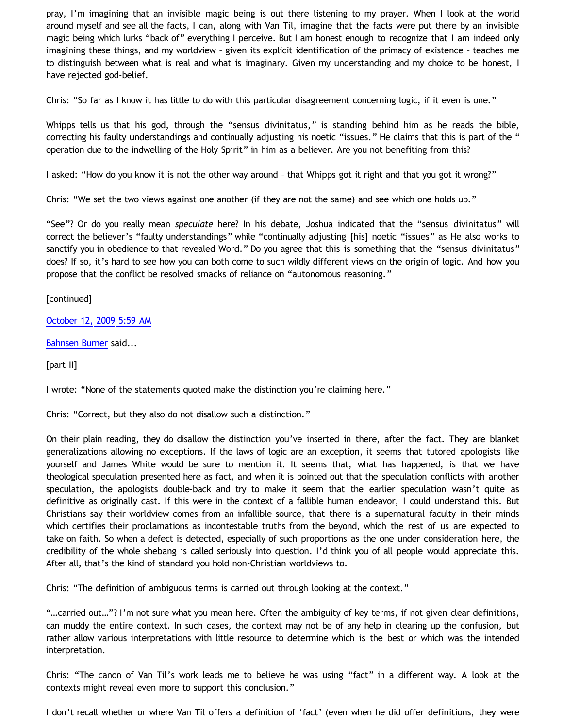pray, I'm imagining that an invisible magic being is out there listening to my prayer. When I look at the world around myself and see all the facts, I can, along with Van Til, imagine that the facts were put there by an invisible magic being which lurks "back of" everything I perceive. But I am honest enough to recognize that I am indeed only imagining these things, and my worldview – given its explicit identification of the primacy of existence – teaches me to distinguish between what is real and what is imaginary. Given my understanding and my choice to be honest, I have rejected god-belief.

Chris: "So far as I know it has little to do with this particular disagreement concerning logic, if it even is one."

Whipps tells us that his god, through the "sensus divinitatus," is standing behind him as he reads the bible, correcting his faulty understandings and continually adjusting his noetic "issues." He claims that this is part of the " operation due to the indwelling of the Holy Spirit" in him as a believer. Are you not benefiting from this?

I asked: "How do you know it is not the other way around – that Whipps got it right and that you got it wrong?"

Chris: "We set the two views against one another (if they are not the same) and see which one holds up."

"See"? Or do you really mean *speculate* here? In his debate, Joshua indicated that the "sensus divinitatus" will correct the believer's "faulty understandings" while "continually adjusting [his] noetic "issues" as He also works to sanctify you in obedience to that revealed Word." Do you agree that this is something that the "sensus divinitatus" does? If so, it's hard to see how you can both come to such wildly different views on the origin of logic. And how you propose that the conflict be resolved smacks of reliance on "autonomous reasoning."

[continued]

October 12, 2009 5:59 AM

Bahnsen Burner said...

[part II]

I wrote: "None of the statements quoted make the distinction you're claiming here."

Chris: "Correct, but they also do not disallow such a distinction."

On their plain reading, they do disallow the distinction you've inserted in there, after the fact. They are blanket generalizations allowing no exceptions. If the laws of logic are an exception, it seems that tutored apologists like yourself and James White would be sure to mention it. It seems that, what has happened, is that we have theological speculation presented here as fact, and when it is pointed out that the speculation conflicts with another speculation, the apologists double-back and try to make it seem that the earlier speculation wasn't quite as definitive as originally cast. If this were in the context of a fallible human endeavor, I could understand this. But Christians say their worldview comes from an infallible source, that there is a supernatural faculty in their minds which certifies their proclamations as incontestable truths from the beyond, which the rest of us are expected to take on faith. So when a defect is detected, especially of such proportions as the one under consideration here, the credibility of the whole shebang is called seriously into question. I'd think you of all people would appreciate this. After all, that's the kind of standard you hold non-Christian worldviews to.

Chris: "The definition of ambiguous terms is carried out through looking at the context."

"…carried out…"? I'm not sure what you mean here. Often the ambiguity of key terms, if not given clear definitions, can muddy the entire context. In such cases, the context may not be of any help in clearing up the confusion, but rather allow various interpretations with little resource to determine which is the best or which was the intended interpretation.

Chris: "The canon of Van Til's work leads me to believe he was using "fact" in a different way. A look at the contexts might reveal even more to support this conclusion."

I don't recall whether or where Van Til offers a definition of 'fact' (even when he did offer definitions, they were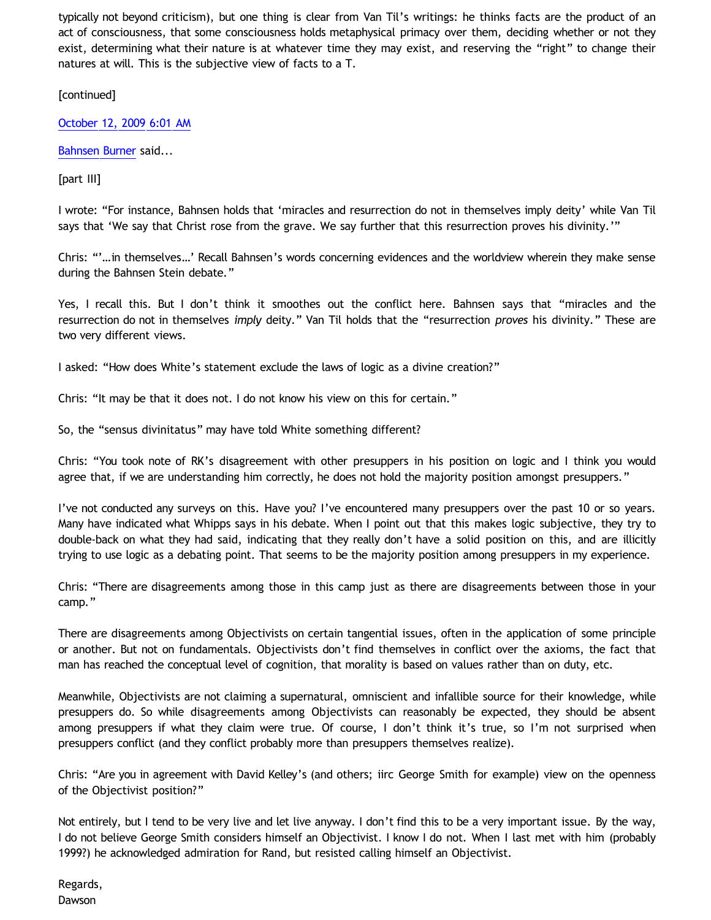typically not beyond criticism), but one thing is clear from Van Til's writings: he thinks facts are the product of an act of consciousness, that some consciousness holds metaphysical primacy over them, deciding whether or not they exist, determining what their nature is at whatever time they may exist, and reserving the "right" to change their natures at will. This is the subjective view of facts to a T.

[continued]

October 12, 2009 6:01 AM

Bahnsen Burner said...

[part III]

I wrote: "For instance, Bahnsen holds that 'miracles and resurrection do not in themselves imply deity' while Van Til says that 'We say that Christ rose from the grave. We say further that this resurrection proves his divinity.'"

Chris: "'…in themselves…' Recall Bahnsen's words concerning evidences and the worldview wherein they make sense during the Bahnsen Stein debate."

Yes, I recall this. But I don't think it smoothes out the conflict here. Bahnsen says that "miracles and the resurrection do not in themselves *imply* deity." Van Til holds that the "resurrection *proves* his divinity." These are two very different views.

I asked: "How does White's statement exclude the laws of logic as a divine creation?"

Chris: "It may be that it does not. I do not know his view on this for certain."

So, the "sensus divinitatus" may have told White something different?

Chris: "You took note of RK's disagreement with other presuppers in his position on logic and I think you would agree that, if we are understanding him correctly, he does not hold the majority position amongst presuppers."

I've not conducted any surveys on this. Have you? I've encountered many presuppers over the past 10 or so years. Many have indicated what Whipps says in his debate. When I point out that this makes logic subjective, they try to double-back on what they had said, indicating that they really don't have a solid position on this, and are illicitly trying to use logic as a debating point. That seems to be the majority position among presuppers in my experience.

Chris: "There are disagreements among those in this camp just as there are disagreements between those in your camp."

There are disagreements among Objectivists on certain tangential issues, often in the application of some principle or another. But not on fundamentals. Objectivists don't find themselves in conflict over the axioms, the fact that man has reached the conceptual level of cognition, that morality is based on values rather than on duty, etc.

Meanwhile, Objectivists are not claiming a supernatural, omniscient and infallible source for their knowledge, while presuppers do. So while disagreements among Objectivists can reasonably be expected, they should be absent among presuppers if what they claim were true. Of course, I don't think it's true, so I'm not surprised when presuppers conflict (and they conflict probably more than presuppers themselves realize).

Chris: "Are you in agreement with David Kelley's (and others; iirc George Smith for example) view on the openness of the Objectivist position?"

Not entirely, but I tend to be very live and let live anyway. I don't find this to be a very important issue. By the way, I do not believe George Smith considers himself an Objectivist. I know I do not. When I last met with him (probably 1999?) he acknowledged admiration for Rand, but resisted calling himself an Objectivist.

Regards,
Dawson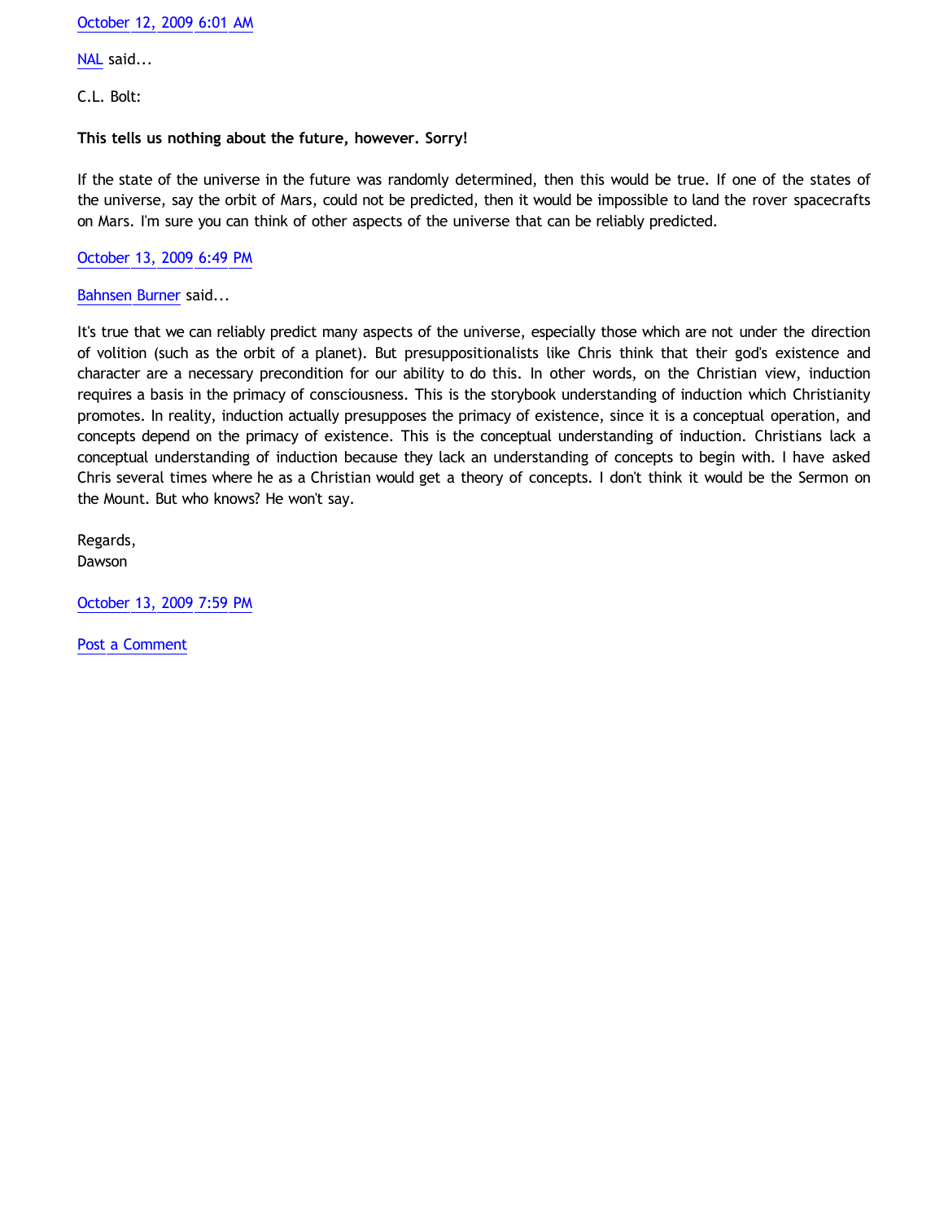October 12, 2009 6:01 AM

NAL said...

C.L. Bolt:

**This tells us nothing about the future, however. Sorry!**

If the state of the universe in the future was randomly determined, then this would be true. If one of the states of the universe, say the orbit of Mars, could not be predicted, then it would be impossible to land the rover spacecrafts on Mars. I'm sure you can think of other aspects of the universe that can be reliably predicted.

October 13, 2009 6:49 PM

Bahnsen Burner said...

It's true that we can reliably predict many aspects of the universe, especially those which are not under the direction of volition (such as the orbit of a planet). But presuppositionalists like Chris think that their god's existence and character are a necessary precondition for our ability to do this. In other words, on the Christian view, induction requires a basis in the primacy of consciousness. This is the storybook understanding of induction which Christianity promotes. In reality, induction actually presupposes the primacy of existence, since it is a conceptual operation, and concepts depend on the primacy of existence. This is the conceptual understanding of induction. Christians lack a conceptual understanding of induction because they lack an understanding of concepts to begin with. I have asked Chris several times where he as a Christian would get a theory of concepts. I don't think it would be the Sermon on the Mount. But who knows? He won't say.

Regards,
Dawson

October 13, 2009 7:59 PM

Post a Comment